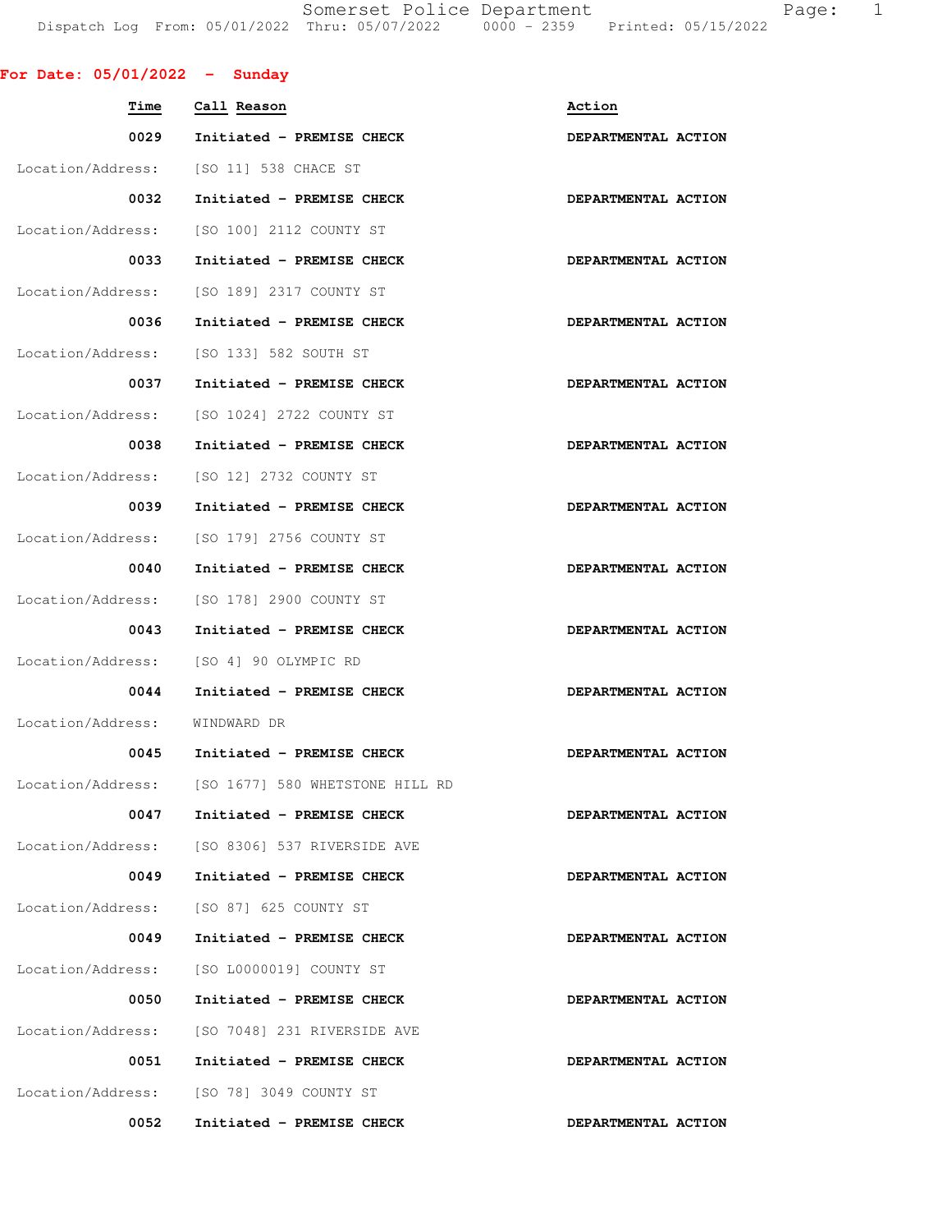Dispatch Log From: 05/01/2022 Thru: 05/07/2022 0000 - 2359 Printed: 05/15/2022

**For Date: 05/01/2022 - Sunday**

| Time | Call Reason | Action |
|---|---|---|
| 0029 | Initiated - PREMISE CHECK | DEPARTMENTAL ACTION |
| Location/Address: | [SO 11] 538 CHACE ST | |
| 0032 | Initiated - PREMISE CHECK | DEPARTMENTAL ACTION |
| Location/Address: | [SO 100] 2112 COUNTY ST | |
| 0033 | Initiated - PREMISE CHECK | DEPARTMENTAL ACTION |
| Location/Address: | [SO 189] 2317 COUNTY ST | |
| 0036 | Initiated - PREMISE CHECK | DEPARTMENTAL ACTION |
| Location/Address: | [SO 133] 582 SOUTH ST | |
| 0037 | Initiated - PREMISE CHECK | DEPARTMENTAL ACTION |
| Location/Address: | [SO 1024] 2722 COUNTY ST | |
| 0038 | Initiated - PREMISE CHECK | DEPARTMENTAL ACTION |
| Location/Address: | [SO 12] 2732 COUNTY ST | |
| 0039 | Initiated - PREMISE CHECK | DEPARTMENTAL ACTION |
| Location/Address: | [SO 179] 2756 COUNTY ST | |
| 0040 | Initiated - PREMISE CHECK | DEPARTMENTAL ACTION |
| Location/Address: | [SO 178] 2900 COUNTY ST | |
| 0043 | Initiated - PREMISE CHECK | DEPARTMENTAL ACTION |
| Location/Address: | [SO 4] 90 OLYMPIC RD | |
| 0044 | Initiated - PREMISE CHECK | DEPARTMENTAL ACTION |
| Location/Address: | WINDWARD DR | |
| 0045 | Initiated - PREMISE CHECK | DEPARTMENTAL ACTION |
| Location/Address: | [SO 1677] 580 WHETSTONE HILL RD | |
| 0047 | Initiated - PREMISE CHECK | DEPARTMENTAL ACTION |
| Location/Address: | [SO 8306] 537 RIVERSIDE AVE | |
| 0049 | Initiated - PREMISE CHECK | DEPARTMENTAL ACTION |
| Location/Address: | [SO 87] 625 COUNTY ST | |
| 0049 | Initiated - PREMISE CHECK | DEPARTMENTAL ACTION |
| Location/Address: | [SO L0000019] COUNTY ST | |
| 0050 | Initiated - PREMISE CHECK | DEPARTMENTAL ACTION |
| Location/Address: | [SO 7048] 231 RIVERSIDE AVE | |
| 0051 | Initiated - PREMISE CHECK | DEPARTMENTAL ACTION |
| Location/Address: | [SO 78] 3049 COUNTY ST | |
| 0052 | Initiated - PREMISE CHECK | DEPARTMENTAL ACTION |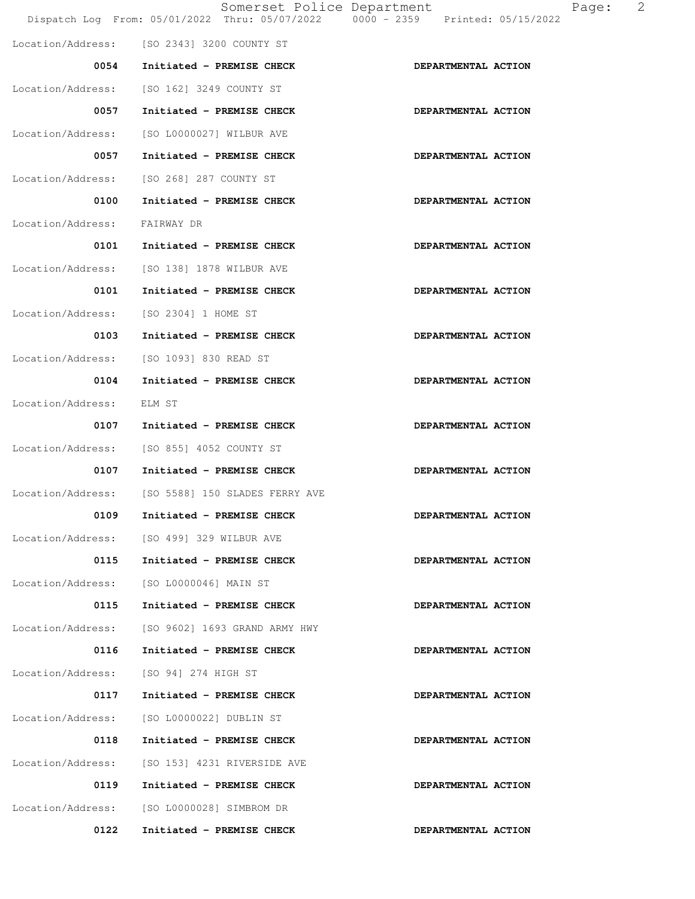Location/Address: [SO 2343] 3200 COUNTY ST

**0054 Initiated - PREMISE CHECK** **DEPARTMENTAL ACTION**

Location/Address: [SO 162] 3249 COUNTY ST

**0057 Initiated - PREMISE CHECK** **DEPARTMENTAL ACTION**

Location/Address: [SO L0000027] WILBUR AVE

**0057 Initiated - PREMISE CHECK** **DEPARTMENTAL ACTION**

Location/Address: [SO 268] 287 COUNTY ST

**0100 Initiated - PREMISE CHECK** **DEPARTMENTAL ACTION**

Location/Address: FAIRWAY DR

**0101 Initiated - PREMISE CHECK** **DEPARTMENTAL ACTION**

Location/Address: [SO 138] 1878 WILBUR AVE

**0101 Initiated - PREMISE CHECK** **DEPARTMENTAL ACTION**

Location/Address: [SO 2304] 1 HOME ST

**0103 Initiated - PREMISE CHECK** **DEPARTMENTAL ACTION**

Location/Address: [SO 1093] 830 READ ST

**0104 Initiated - PREMISE CHECK** **DEPARTMENTAL ACTION**

Location/Address: ELM ST

**0107 Initiated - PREMISE CHECK** **DEPARTMENTAL ACTION**

Location/Address: [SO 855] 4052 COUNTY ST

**0107 Initiated - PREMISE CHECK** **DEPARTMENTAL ACTION**

Location/Address: [SO 5588] 150 SLADES FERRY AVE

**0109 Initiated - PREMISE CHECK** **DEPARTMENTAL ACTION**

Location/Address: [SO 499] 329 WILBUR AVE

**0115 Initiated - PREMISE CHECK** **DEPARTMENTAL ACTION**

Location/Address: [SO L0000046] MAIN ST

**0115 Initiated - PREMISE CHECK** **DEPARTMENTAL ACTION**

Location/Address: [SO 9602] 1693 GRAND ARMY HWY

**0116 Initiated - PREMISE CHECK** **DEPARTMENTAL ACTION**

Location/Address: [SO 94] 274 HIGH ST

**0117 Initiated - PREMISE CHECK** **DEPARTMENTAL ACTION**

Location/Address: [SO L0000022] DUBLIN ST

**0118 Initiated - PREMISE CHECK** **DEPARTMENTAL ACTION**

Location/Address: [SO 153] 4231 RIVERSIDE AVE

**0119 Initiated - PREMISE CHECK** **DEPARTMENTAL ACTION**

Location/Address: [SO L0000028] SIMBROM DR

**0122 Initiated - PREMISE CHECK** **DEPARTMENTAL ACTION**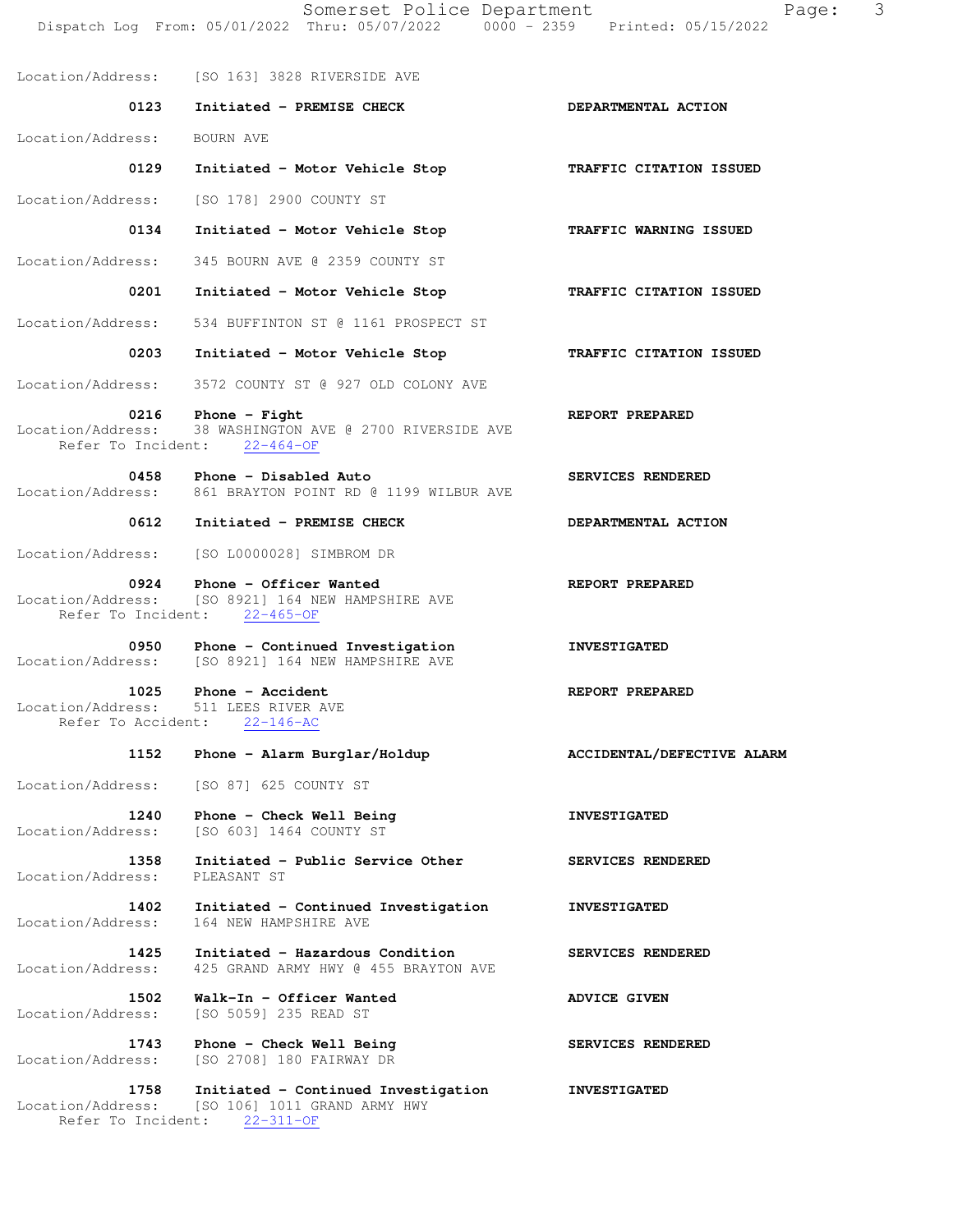Location/Address: [SO 163] 3828 RIVERSIDE AVE

| Time | Call | Disposition |
|---|---|---|
| 0123 | Initiated - PREMISE CHECK | DEPARTMENTAL ACTION |

Location/Address: BOURN AVE

| Time | Call | Disposition |
|---|---|---|
| 0129 | Initiated - Motor Vehicle Stop | TRAFFIC CITATION ISSUED |

Location/Address: [SO 178] 2900 COUNTY ST

| Time | Call | Disposition |
|---|---|---|
| 0134 | Initiated - Motor Vehicle Stop | TRAFFIC WARNING ISSUED |

Location/Address: 345 BOURN AVE @ 2359 COUNTY ST

| Time | Call | Disposition |
|---|---|---|
| 0201 | Initiated - Motor Vehicle Stop | TRAFFIC CITATION ISSUED |

Location/Address: 534 BUFFINTON ST @ 1161 PROSPECT ST

| Time | Call | Disposition |
|---|---|---|
| 0203 | Initiated - Motor Vehicle Stop | TRAFFIC CITATION ISSUED |

Location/Address: 3572 COUNTY ST @ 927 OLD COLONY AVE

| Time | Call | Disposition |
|---|---|---|
| 0216 | Phone - Fight | REPORT PREPARED |

Location/Address: 38 WASHINGTON AVE @ 2700 RIVERSIDE AVE
Refer To Incident: 22-464-OF

| Time | Call | Disposition |
|---|---|---|
| 0458 | Phone - Disabled Auto | SERVICES RENDERED |

Location/Address: 861 BRAYTON POINT RD @ 1199 WILBUR AVE

| Time | Call | Disposition |
|---|---|---|
| 0612 | Initiated - PREMISE CHECK | DEPARTMENTAL ACTION |

Location/Address: [SO L0000028] SIMBROM DR

| Time | Call | Disposition |
|---|---|---|
| 0924 | Phone - Officer Wanted | REPORT PREPARED |

Location/Address: [SO 8921] 164 NEW HAMPSHIRE AVE
Refer To Incident: 22-465-OF

| Time | Call | Disposition |
|---|---|---|
| 0950 | Phone - Continued Investigation | INVESTIGATED |

Location/Address: [SO 8921] 164 NEW HAMPSHIRE AVE

| Time | Call | Disposition |
|---|---|---|
| 1025 | Phone - Accident | REPORT PREPARED |

Location/Address: 511 LEES RIVER AVE
Refer To Accident: 22-146-AC

| Time | Call | Disposition |
|---|---|---|
| 1152 | Phone - Alarm Burglar/Holdup | ACCIDENTAL/DEFECTIVE ALARM |

Location/Address: [SO 87] 625 COUNTY ST

| Time | Call | Disposition |
|---|---|---|
| 1240 | Phone - Check Well Being | INVESTIGATED |

Location/Address: [SO 603] 1464 COUNTY ST

| Time | Call | Disposition |
|---|---|---|
| 1358 | Initiated - Public Service Other | SERVICES RENDERED |

Location/Address: PLEASANT ST

| Time | Call | Disposition |
|---|---|---|
| 1402 | Initiated - Continued Investigation | INVESTIGATED |

Location/Address: 164 NEW HAMPSHIRE AVE

| Time | Call | Disposition |
|---|---|---|
| 1425 | Initiated - Hazardous Condition | SERVICES RENDERED |

Location/Address: 425 GRAND ARMY HWY @ 455 BRAYTON AVE

| Time | Call | Disposition |
|---|---|---|
| 1502 | Walk-In - Officer Wanted | ADVICE GIVEN |

Location/Address: [SO 5059] 235 READ ST

| Time | Call | Disposition |
|---|---|---|
| 1743 | Phone - Check Well Being | SERVICES RENDERED |

Location/Address: [SO 2708] 180 FAIRWAY DR

| Time | Call | Disposition |
|---|---|---|
| 1758 | Initiated - Continued Investigation | INVESTIGATED |

Location/Address: [SO 106] 1011 GRAND ARMY HWY
Refer To Incident: 22-311-OF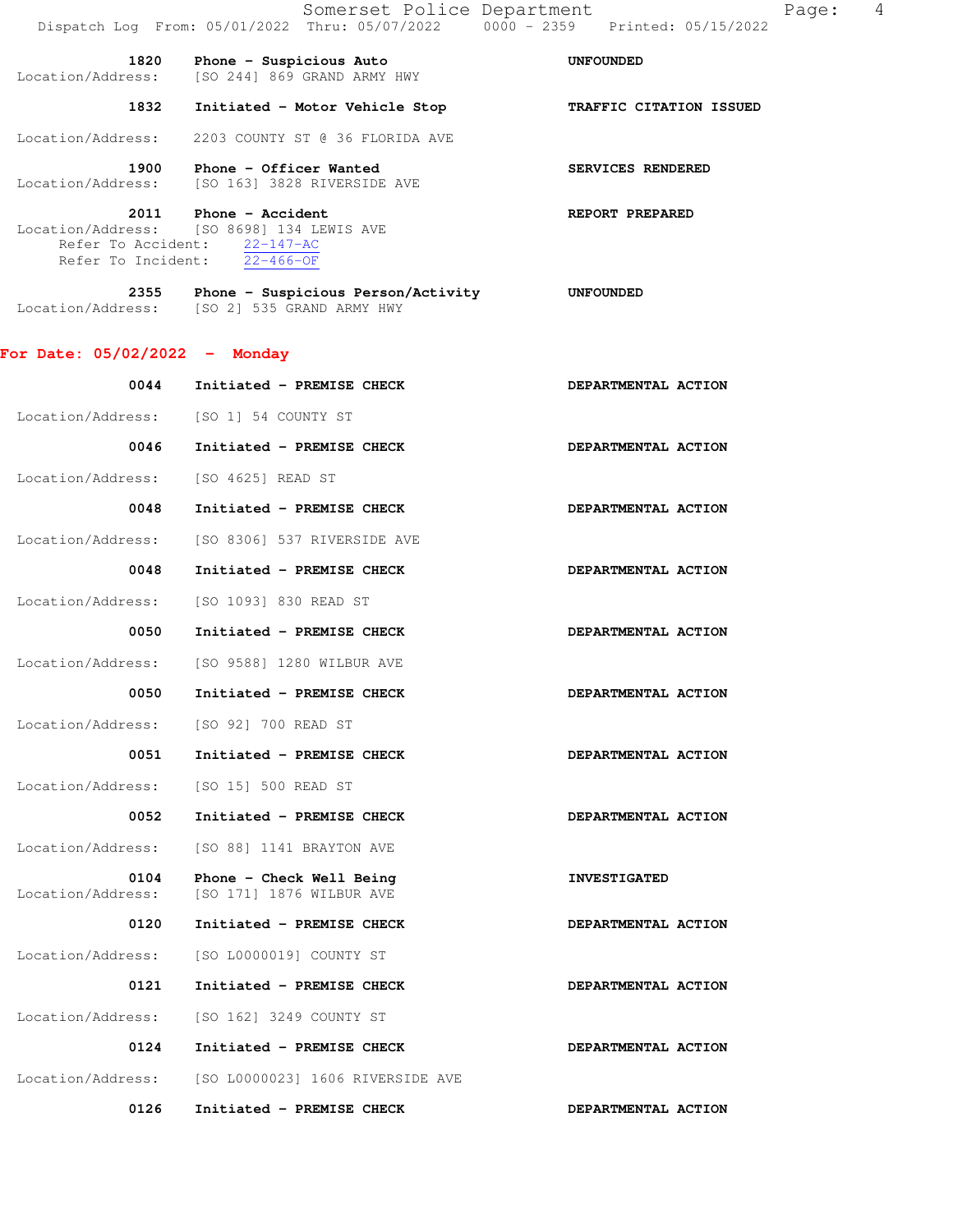1820 **Phone - Suspicious Auto** **UNFOUNDED**
Location/Address: [SO 244] 869 GRAND ARMY HWY

1832 **Initiated - Motor Vehicle Stop** **TRAFFIC CITATION ISSUED**
Location/Address: 2203 COUNTY ST @ 36 FLORIDA AVE

1900 **Phone - Officer Wanted** **SERVICES RENDERED**
Location/Address: [SO 163] 3828 RIVERSIDE AVE

2011 **Phone - Accident** **REPORT PREPARED**
Location/Address: [SO 8698] 134 LEWIS AVE
Refer To Accident: 22-147-AC
Refer To Incident: 22-466-OF

2355 **Phone - Suspicious Person/Activity** **UNFOUNDED**
Location/Address: [SO 2] 535 GRAND ARMY HWY

## For Date: 05/02/2022 - Monday

0044 **Initiated - PREMISE CHECK** **DEPARTMENTAL ACTION**
Location/Address: [SO 1] 54 COUNTY ST

0046 **Initiated - PREMISE CHECK** **DEPARTMENTAL ACTION**
Location/Address: [SO 4625] READ ST

0048 **Initiated - PREMISE CHECK** **DEPARTMENTAL ACTION**
Location/Address: [SO 8306] 537 RIVERSIDE AVE

0048 **Initiated - PREMISE CHECK** **DEPARTMENTAL ACTION**
Location/Address: [SO 1093] 830 READ ST

0050 **Initiated - PREMISE CHECK** **DEPARTMENTAL ACTION**
Location/Address: [SO 9588] 1280 WILBUR AVE

0050 **Initiated - PREMISE CHECK** **DEPARTMENTAL ACTION**
Location/Address: [SO 92] 700 READ ST

0051 **Initiated - PREMISE CHECK** **DEPARTMENTAL ACTION**
Location/Address: [SO 15] 500 READ ST

0052 **Initiated - PREMISE CHECK** **DEPARTMENTAL ACTION**
Location/Address: [SO 88] 1141 BRAYTON AVE

0104 **Phone - Check Well Being** **INVESTIGATED**
Location/Address: [SO 171] 1876 WILBUR AVE

0120 **Initiated - PREMISE CHECK** **DEPARTMENTAL ACTION**
Location/Address: [SO L0000019] COUNTY ST

0121 **Initiated - PREMISE CHECK** **DEPARTMENTAL ACTION**
Location/Address: [SO 162] 3249 COUNTY ST

0124 **Initiated - PREMISE CHECK** **DEPARTMENTAL ACTION**
Location/Address: [SO L0000023] 1606 RIVERSIDE AVE

0126 **Initiated - PREMISE CHECK** **DEPARTMENTAL ACTION**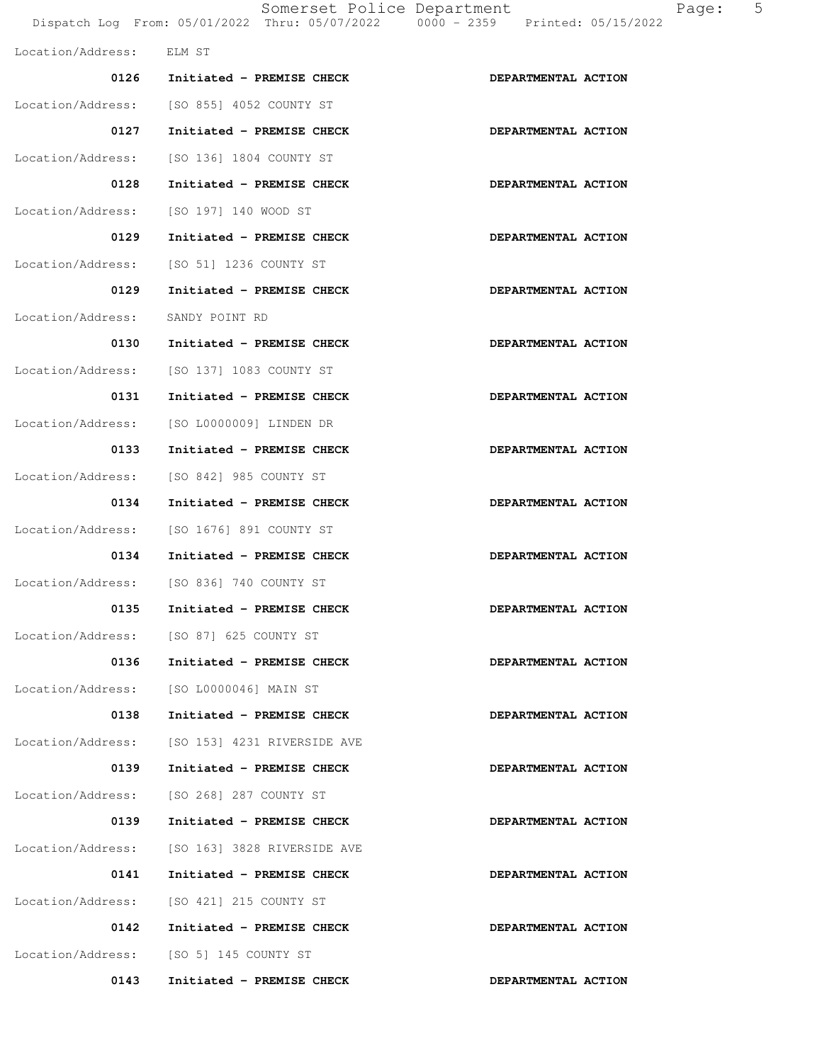Location/Address: ELM ST

| 0126 | Initiated - PREMISE CHECK | DEPARTMENTAL ACTION |
|---|---|---|

Location/Address: [SO 855] 4052 COUNTY ST

| 0127 | Initiated - PREMISE CHECK | DEPARTMENTAL ACTION |
|---|---|---|

Location/Address: [SO 136] 1804 COUNTY ST

| 0128 | Initiated - PREMISE CHECK | DEPARTMENTAL ACTION |
|---|---|---|

Location/Address: [SO 197] 140 WOOD ST

| 0129 | Initiated - PREMISE CHECK | DEPARTMENTAL ACTION |
|---|---|---|

Location/Address: [SO 51] 1236 COUNTY ST

| 0129 | Initiated - PREMISE CHECK | DEPARTMENTAL ACTION |
|---|---|---|

Location/Address: SANDY POINT RD

| 0130 | Initiated - PREMISE CHECK | DEPARTMENTAL ACTION |
|---|---|---|

Location/Address: [SO 137] 1083 COUNTY ST

| 0131 | Initiated - PREMISE CHECK | DEPARTMENTAL ACTION |
|---|---|---|

Location/Address: [SO L0000009] LINDEN DR

| 0133 | Initiated - PREMISE CHECK | DEPARTMENTAL ACTION |
|---|---|---|

Location/Address: [SO 842] 985 COUNTY ST

| 0134 | Initiated - PREMISE CHECK | DEPARTMENTAL ACTION |
|---|---|---|

Location/Address: [SO 1676] 891 COUNTY ST

| 0134 | Initiated - PREMISE CHECK | DEPARTMENTAL ACTION |
|---|---|---|

Location/Address: [SO 836] 740 COUNTY ST

| 0135 | Initiated - PREMISE CHECK | DEPARTMENTAL ACTION |
|---|---|---|

Location/Address: [SO 87] 625 COUNTY ST

| 0136 | Initiated - PREMISE CHECK | DEPARTMENTAL ACTION |
|---|---|---|

Location/Address: [SO L0000046] MAIN ST

| 0138 | Initiated - PREMISE CHECK | DEPARTMENTAL ACTION |
|---|---|---|

Location/Address: [SO 153] 4231 RIVERSIDE AVE

| 0139 | Initiated - PREMISE CHECK | DEPARTMENTAL ACTION |
|---|---|---|

Location/Address: [SO 268] 287 COUNTY ST

| 0139 | Initiated - PREMISE CHECK | DEPARTMENTAL ACTION |
|---|---|---|

Location/Address: [SO 163] 3828 RIVERSIDE AVE

| 0141 | Initiated - PREMISE CHECK | DEPARTMENTAL ACTION |
|---|---|---|

Location/Address: [SO 421] 215 COUNTY ST

| 0142 | Initiated - PREMISE CHECK | DEPARTMENTAL ACTION |
|---|---|---|

Location/Address: [SO 5] 145 COUNTY ST

| 0143 | Initiated - PREMISE CHECK | DEPARTMENTAL ACTION |
|---|---|---|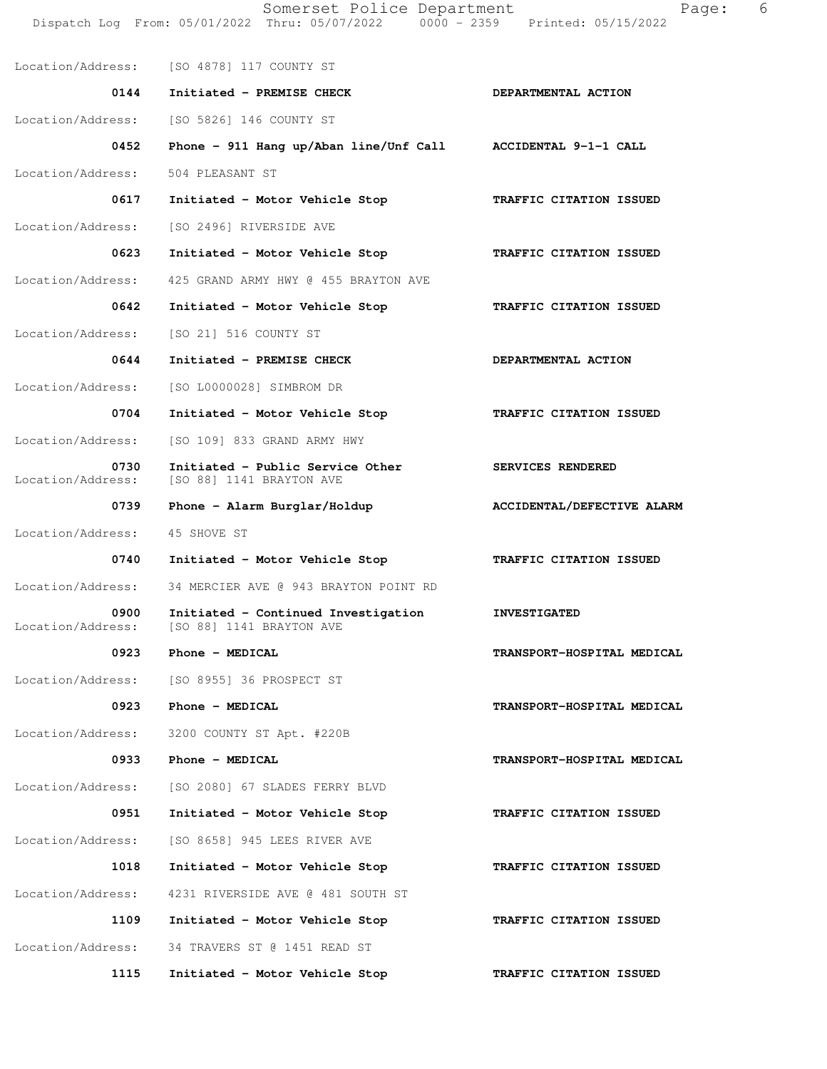Location/Address: [SO 4878] 117 COUNTY ST

| Time | Call | Action |
|---|---|---|
| 0144 | Initiated - PREMISE CHECK | DEPARTMENTAL ACTION |

Location/Address: [SO 5826] 146 COUNTY ST

| Time | Call | Action |
|---|---|---|
| 0452 | Phone - 911 Hang up/Aban line/Unf Call | ACCIDENTAL 9-1-1 CALL |

Location/Address: 504 PLEASANT ST

| Time | Call | Action |
|---|---|---|
| 0617 | Initiated - Motor Vehicle Stop | TRAFFIC CITATION ISSUED |

Location/Address: [SO 2496] RIVERSIDE AVE

| Time | Call | Action |
|---|---|---|
| 0623 | Initiated - Motor Vehicle Stop | TRAFFIC CITATION ISSUED |

Location/Address: 425 GRAND ARMY HWY @ 455 BRAYTON AVE

| Time | Call | Action |
|---|---|---|
| 0642 | Initiated - Motor Vehicle Stop | TRAFFIC CITATION ISSUED |

Location/Address: [SO 21] 516 COUNTY ST

| Time | Call | Action |
|---|---|---|
| 0644 | Initiated - PREMISE CHECK | DEPARTMENTAL ACTION |

Location/Address: [SO L0000028] SIMBROM DR

| Time | Call | Action |
|---|---|---|
| 0704 | Initiated - Motor Vehicle Stop | TRAFFIC CITATION ISSUED |

Location/Address: [SO 109] 833 GRAND ARMY HWY

| Time | Call | Action |
|---|---|---|
| 0730 | Initiated - Public Service Other | SERVICES RENDERED |

Location/Address: [SO 88] 1141 BRAYTON AVE

| Time | Call | Action |
|---|---|---|
| 0739 | Phone - Alarm Burglar/Holdup | ACCIDENTAL/DEFECTIVE ALARM |

Location/Address: 45 SHOVE ST

| Time | Call | Action |
|---|---|---|
| 0740 | Initiated - Motor Vehicle Stop | TRAFFIC CITATION ISSUED |

Location/Address: 34 MERCIER AVE @ 943 BRAYTON POINT RD

| Time | Call | Action |
|---|---|---|
| 0900 | Initiated - Continued Investigation | INVESTIGATED |

Location/Address: [SO 88] 1141 BRAYTON AVE

| Time | Call | Action |
|---|---|---|
| 0923 | Phone - MEDICAL | TRANSPORT-HOSPITAL MEDICAL |

Location/Address: [SO 8955] 36 PROSPECT ST

| Time | Call | Action |
|---|---|---|
| 0923 | Phone - MEDICAL | TRANSPORT-HOSPITAL MEDICAL |

Location/Address: 3200 COUNTY ST Apt. #220B

| Time | Call | Action |
|---|---|---|
| 0933 | Phone - MEDICAL | TRANSPORT-HOSPITAL MEDICAL |

Location/Address: [SO 2080] 67 SLADES FERRY BLVD

| Time | Call | Action |
|---|---|---|
| 0951 | Initiated - Motor Vehicle Stop | TRAFFIC CITATION ISSUED |

Location/Address: [SO 8658] 945 LEES RIVER AVE

| Time | Call | Action |
|---|---|---|
| 1018 | Initiated - Motor Vehicle Stop | TRAFFIC CITATION ISSUED |

Location/Address: 4231 RIVERSIDE AVE @ 481 SOUTH ST

| Time | Call | Action |
|---|---|---|
| 1109 | Initiated - Motor Vehicle Stop | TRAFFIC CITATION ISSUED |

Location/Address: 34 TRAVERS ST @ 1451 READ ST

| Time | Call | Action |
|---|---|---|
| 1115 | Initiated - Motor Vehicle Stop | TRAFFIC CITATION ISSUED |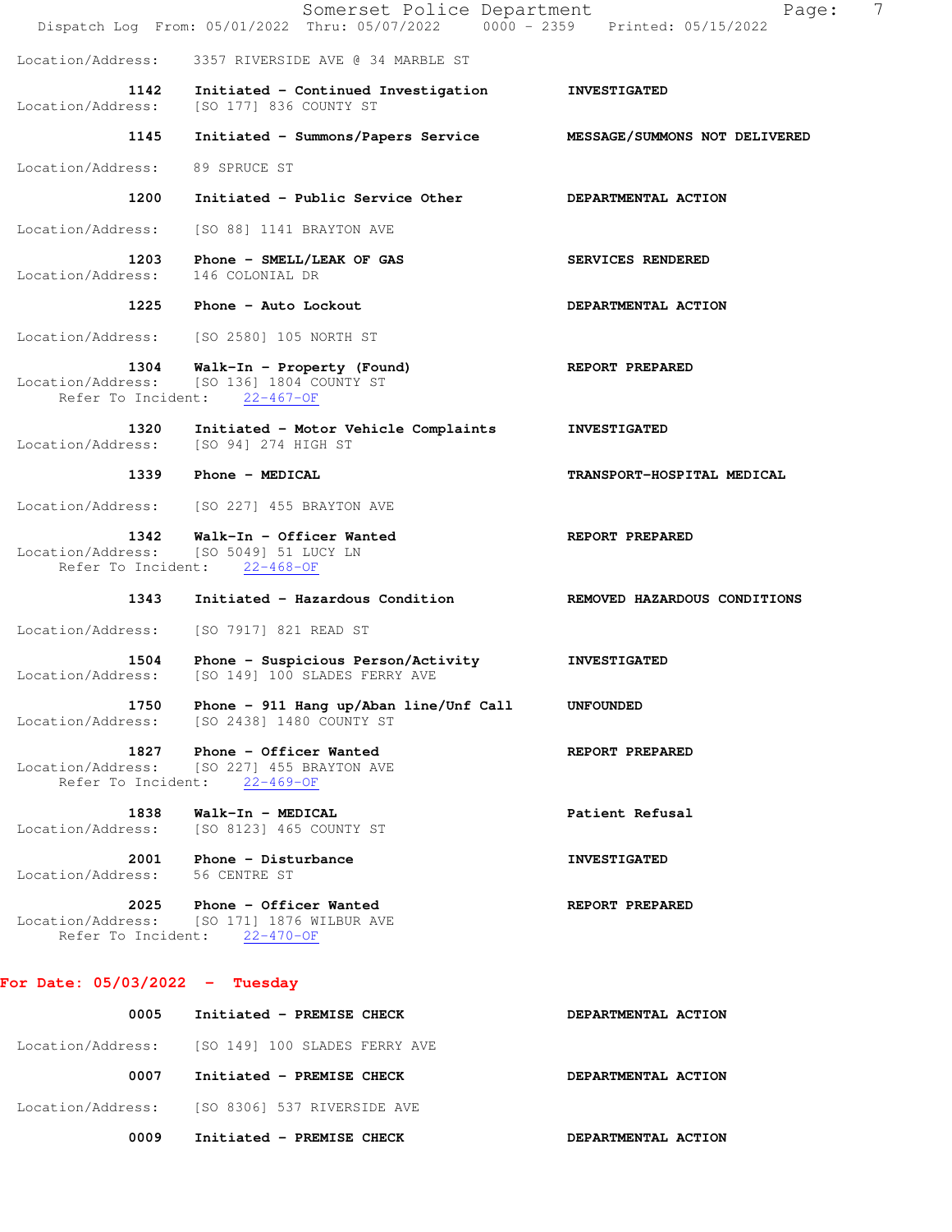Location/Address: 3357 RIVERSIDE AVE @ 34 MARBLE ST

1142 Initiated - Continued Investigation INVESTIGATED
Location/Address: [SO 177] 836 COUNTY ST

1145 Initiated - Summons/Papers Service MESSAGE/SUMMONS NOT DELIVERED
Location/Address: 89 SPRUCE ST

1200 Initiated - Public Service Other DEPARTMENTAL ACTION
Location/Address: [SO 88] 1141 BRAYTON AVE

1203 Phone - SMELL/LEAK OF GAS SERVICES RENDERED
Location/Address: 146 COLONIAL DR

1225 Phone - Auto Lockout DEPARTMENTAL ACTION
Location/Address: [SO 2580] 105 NORTH ST

1304 Walk-In - Property (Found) REPORT PREPARED
Location/Address: [SO 136] 1804 COUNTY ST
Refer To Incident: 22-467-OF

1320 Initiated - Motor Vehicle Complaints INVESTIGATED
Location/Address: [SO 94] 274 HIGH ST

1339 Phone - MEDICAL TRANSPORT-HOSPITAL MEDICAL
Location/Address: [SO 227] 455 BRAYTON AVE

1342 Walk-In - Officer Wanted REPORT PREPARED
Location/Address: [SO 5049] 51 LUCY LN
Refer To Incident: 22-468-OF

1343 Initiated - Hazardous Condition REMOVED HAZARDOUS CONDITIONS
Location/Address: [SO 7917] 821 READ ST

1504 Phone - Suspicious Person/Activity INVESTIGATED
Location/Address: [SO 149] 100 SLADES FERRY AVE

1750 Phone - 911 Hang up/Aban line/Unf Call UNFOUNDED
Location/Address: [SO 2438] 1480 COUNTY ST

1827 Phone - Officer Wanted REPORT PREPARED
Location/Address: [SO 227] 455 BRAYTON AVE
Refer To Incident: 22-469-OF

1838 Walk-In - MEDICAL Patient Refusal
Location/Address: [SO 8123] 465 COUNTY ST

2001 Phone - Disturbance INVESTIGATED
Location/Address: 56 CENTRE ST

2025 Phone - Officer Wanted REPORT PREPARED
Location/Address: [SO 171] 1876 WILBUR AVE
Refer To Incident: 22-470-OF

## For Date: 05/03/2022 - Tuesday

0005 Initiated - PREMISE CHECK DEPARTMENTAL ACTION
Location/Address: [SO 149] 100 SLADES FERRY AVE

0007 Initiated - PREMISE CHECK DEPARTMENTAL ACTION
Location/Address: [SO 8306] 537 RIVERSIDE AVE

0009 Initiated - PREMISE CHECK DEPARTMENTAL ACTION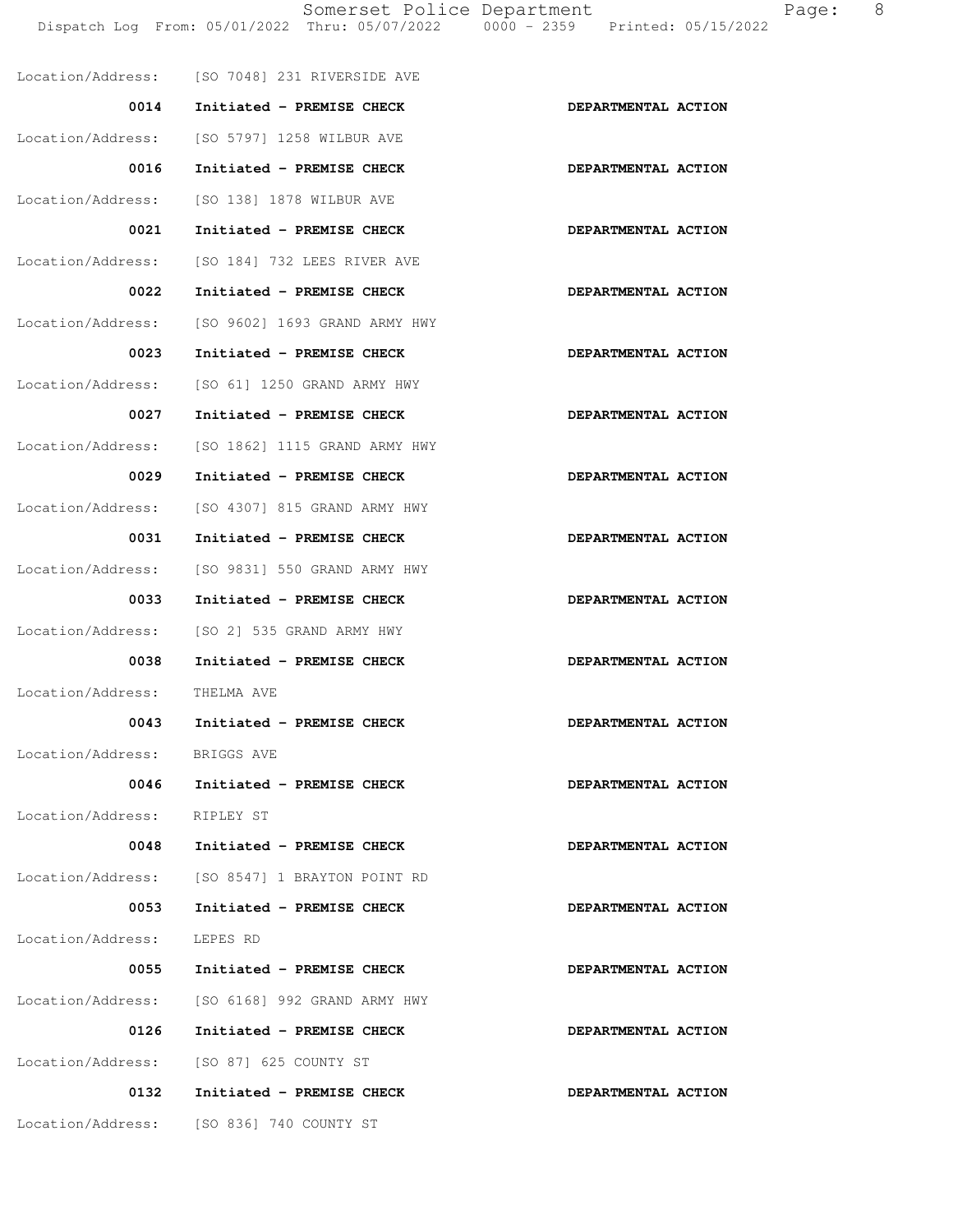Location/Address: [SO 7048] 231 RIVERSIDE AVE

0014 Initiated - PREMISE CHECK DEPARTMENTAL ACTION

Location/Address: [SO 5797] 1258 WILBUR AVE

0016 Initiated - PREMISE CHECK DEPARTMENTAL ACTION

Location/Address: [SO 138] 1878 WILBUR AVE

0021 Initiated - PREMISE CHECK DEPARTMENTAL ACTION

Location/Address: [SO 184] 732 LEES RIVER AVE

0022 Initiated - PREMISE CHECK DEPARTMENTAL ACTION

Location/Address: [SO 9602] 1693 GRAND ARMY HWY

0023 Initiated - PREMISE CHECK DEPARTMENTAL ACTION

Location/Address: [SO 61] 1250 GRAND ARMY HWY

0027 Initiated - PREMISE CHECK DEPARTMENTAL ACTION

Location/Address: [SO 1862] 1115 GRAND ARMY HWY

0029 Initiated - PREMISE CHECK DEPARTMENTAL ACTION

Location/Address: [SO 4307] 815 GRAND ARMY HWY

0031 Initiated - PREMISE CHECK DEPARTMENTAL ACTION

Location/Address: [SO 9831] 550 GRAND ARMY HWY

0033 Initiated - PREMISE CHECK DEPARTMENTAL ACTION

Location/Address: [SO 2] 535 GRAND ARMY HWY

0038 Initiated - PREMISE CHECK DEPARTMENTAL ACTION

Location/Address: THELMA AVE

0043 Initiated - PREMISE CHECK DEPARTMENTAL ACTION

Location/Address: BRIGGS AVE

0046 Initiated - PREMISE CHECK DEPARTMENTAL ACTION

Location/Address: RIPLEY ST

0048 Initiated - PREMISE CHECK DEPARTMENTAL ACTION

Location/Address: [SO 8547] 1 BRAYTON POINT RD

0053 Initiated - PREMISE CHECK DEPARTMENTAL ACTION

Location/Address: LEPES RD

0055 Initiated - PREMISE CHECK DEPARTMENTAL ACTION

Location/Address: [SO 6168] 992 GRAND ARMY HWY

0126 Initiated - PREMISE CHECK DEPARTMENTAL ACTION

Location/Address: [SO 87] 625 COUNTY ST

0132 Initiated - PREMISE CHECK DEPARTMENTAL ACTION

Location/Address: [SO 836] 740 COUNTY ST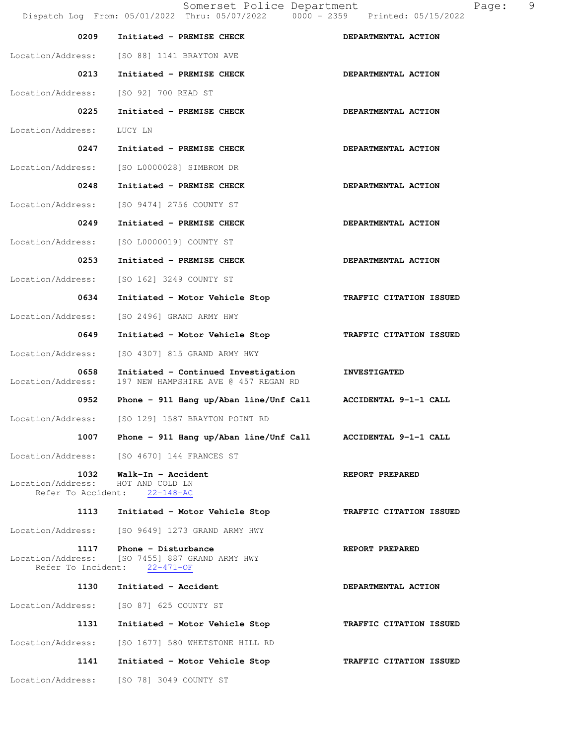| Time | Call | Action |
|---|---|---|
| 0209 | Initiated - PREMISE CHECK | DEPARTMENTAL ACTION |
| Location/Address: | [SO 88] 1141 BRAYTON AVE | |
| 0213 | Initiated - PREMISE CHECK | DEPARTMENTAL ACTION |
| Location/Address: | [SO 92] 700 READ ST | |
| 0225 | Initiated - PREMISE CHECK | DEPARTMENTAL ACTION |
| Location/Address: | LUCY LN | |
| 0247 | Initiated - PREMISE CHECK | DEPARTMENTAL ACTION |
| Location/Address: | [SO L0000028] SIMBROM DR | |
| 0248 | Initiated - PREMISE CHECK | DEPARTMENTAL ACTION |
| Location/Address: | [SO 9474] 2756 COUNTY ST | |
| 0249 | Initiated - PREMISE CHECK | DEPARTMENTAL ACTION |
| Location/Address: | [SO L0000019] COUNTY ST | |
| 0253 | Initiated - PREMISE CHECK | DEPARTMENTAL ACTION |
| Location/Address: | [SO 162] 3249 COUNTY ST | |
| 0634 | Initiated - Motor Vehicle Stop | TRAFFIC CITATION ISSUED |
| Location/Address: | [SO 2496] GRAND ARMY HWY | |
| 0649 | Initiated - Motor Vehicle Stop | TRAFFIC CITATION ISSUED |
| Location/Address: | [SO 4307] 815 GRAND ARMY HWY | |
| 0658 | Initiated - Continued Investigation | INVESTIGATED |
| Location/Address: | 197 NEW HAMPSHIRE AVE @ 457 REGAN RD | |
| 0952 | Phone - 911 Hang up/Aban line/Unf Call | ACCIDENTAL 9-1-1 CALL |
| Location/Address: | [SO 129] 1587 BRAYTON POINT RD | |
| 1007 | Phone - 911 Hang up/Aban line/Unf Call | ACCIDENTAL 9-1-1 CALL |
| Location/Address: | [SO 4670] 144 FRANCES ST | |
| 1032 | Walk-In - Accident | REPORT PREPARED |
| Location/Address: | HOT AND COLD LN | |
| Refer To Accident: | 22-148-AC | |
| 1113 | Initiated - Motor Vehicle Stop | TRAFFIC CITATION ISSUED |
| Location/Address: | [SO 9649] 1273 GRAND ARMY HWY | |
| 1117 | Phone - Disturbance | REPORT PREPARED |
| Location/Address: | [SO 7455] 887 GRAND ARMY HWY | |
| Refer To Incident: | 22-471-OF | |
| 1130 | Initiated - Accident | DEPARTMENTAL ACTION |
| Location/Address: | [SO 87] 625 COUNTY ST | |
| 1131 | Initiated - Motor Vehicle Stop | TRAFFIC CITATION ISSUED |
| Location/Address: | [SO 1677] 580 WHETSTONE HILL RD | |
| 1141 | Initiated - Motor Vehicle Stop | TRAFFIC CITATION ISSUED |
| Location/Address: | [SO 78] 3049 COUNTY ST | |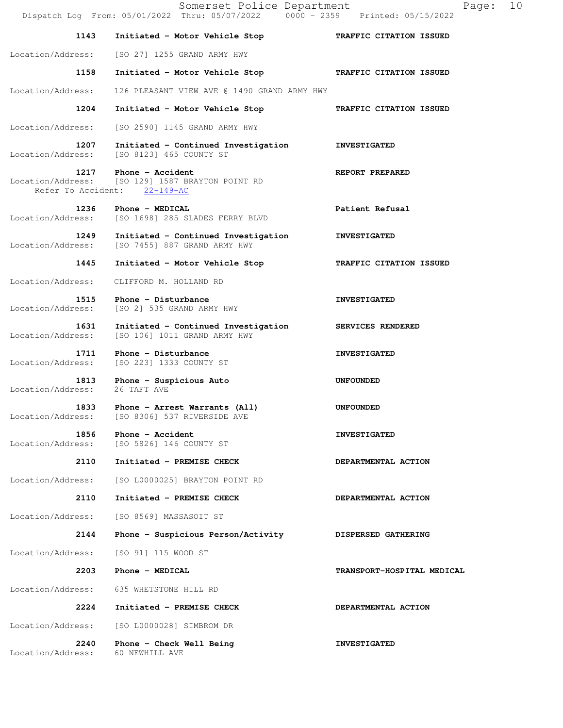| Time | Call | Disposition |
|---|---|---|
| 1143 | Initiated - Motor Vehicle Stop | TRAFFIC CITATION ISSUED |
| | Location/Address: [SO 27] 1255 GRAND ARMY HWY | |
| 1158 | Initiated - Motor Vehicle Stop | TRAFFIC CITATION ISSUED |
| | Location/Address: 126 PLEASANT VIEW AVE @ 1490 GRAND ARMY HWY | |
| 1204 | Initiated - Motor Vehicle Stop | TRAFFIC CITATION ISSUED |
| | Location/Address: [SO 2590] 1145 GRAND ARMY HWY | |
| 1207 | Initiated - Continued Investigation | INVESTIGATED |
| | Location/Address: [SO 8123] 465 COUNTY ST | |
| 1217 | Phone - Accident | REPORT PREPARED |
| | Location/Address: [SO 129] 1587 BRAYTON POINT RD | |
| | Refer To Accident: 22-149-AC | |
| 1236 | Phone - MEDICAL | Patient Refusal |
| | Location/Address: [SO 1698] 285 SLADES FERRY BLVD | |
| 1249 | Initiated - Continued Investigation | INVESTIGATED |
| | Location/Address: [SO 7455] 887 GRAND ARMY HWY | |
| 1445 | Initiated - Motor Vehicle Stop | TRAFFIC CITATION ISSUED |
| | Location/Address: CLIFFORD M. HOLLAND RD | |
| 1515 | Phone - Disturbance | INVESTIGATED |
| | Location/Address: [SO 2] 535 GRAND ARMY HWY | |
| 1631 | Initiated - Continued Investigation | SERVICES RENDERED |
| | Location/Address: [SO 106] 1011 GRAND ARMY HWY | |
| 1711 | Phone - Disturbance | INVESTIGATED |
| | Location/Address: [SO 223] 1333 COUNTY ST | |
| 1813 | Phone - Suspicious Auto | UNFOUNDED |
| | Location/Address: 26 TAFT AVE | |
| 1833 | Phone - Arrest Warrants (All) | UNFOUNDED |
| | Location/Address: [SO 8306] 537 RIVERSIDE AVE | |
| 1856 | Phone - Accident | INVESTIGATED |
| | Location/Address: [SO 5826] 146 COUNTY ST | |
| 2110 | Initiated - PREMISE CHECK | DEPARTMENTAL ACTION |
| | Location/Address: [SO L0000025] BRAYTON POINT RD | |
| 2110 | Initiated - PREMISE CHECK | DEPARTMENTAL ACTION |
| | Location/Address: [SO 8569] MASSASOIT ST | |
| 2144 | Phone - Suspicious Person/Activity | DISPERSED GATHERING |
| | Location/Address: [SO 91] 115 WOOD ST | |
| 2203 | Phone - MEDICAL | TRANSPORT-HOSPITAL MEDICAL |
| | Location/Address: 635 WHETSTONE HILL RD | |
| 2224 | Initiated - PREMISE CHECK | DEPARTMENTAL ACTION |
| | Location/Address: [SO L0000028] SIMBROM DR | |
| 2240 | Phone - Check Well Being | INVESTIGATED |
| | Location/Address: 60 NEWHILL AVE | |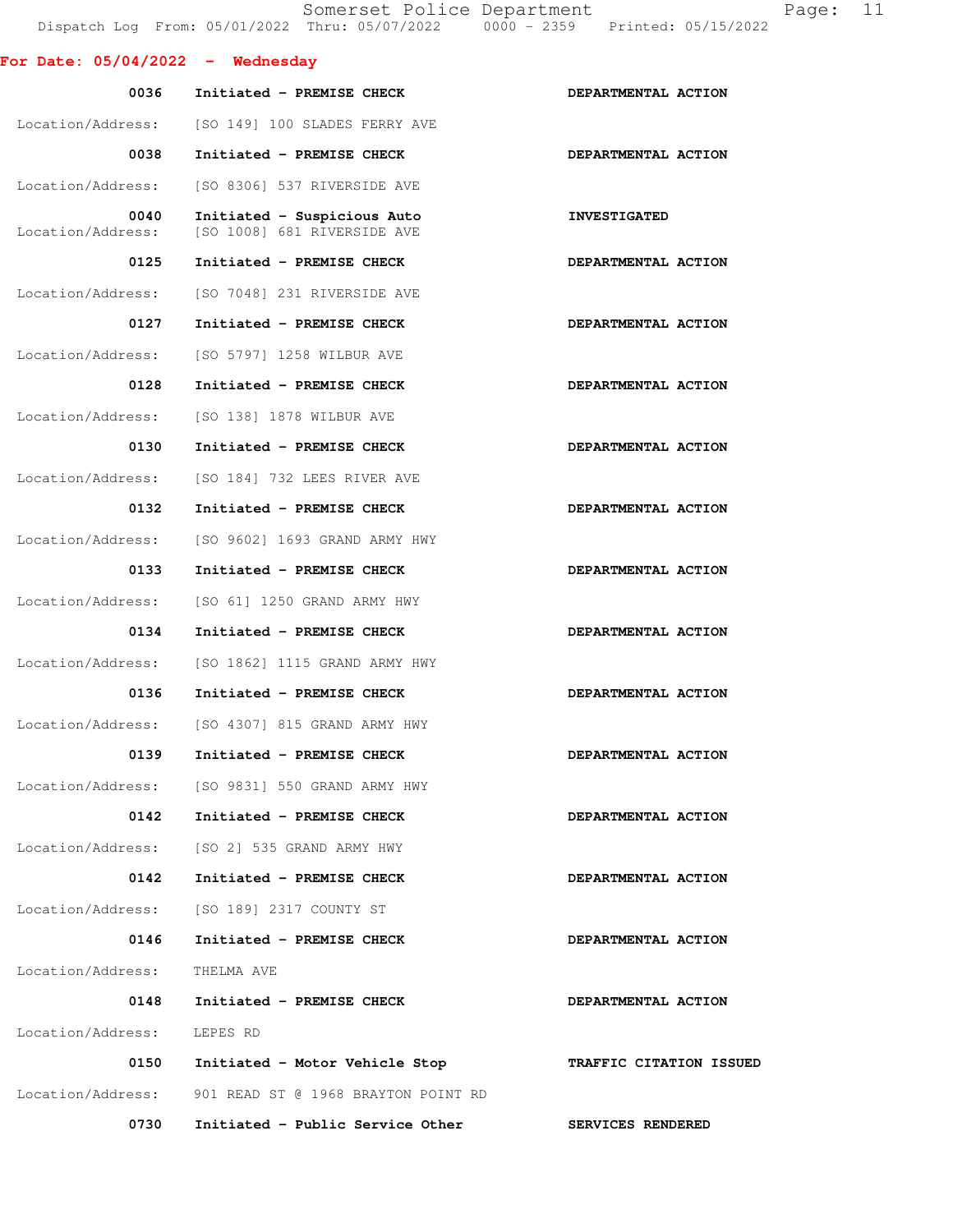**For Date: 05/04/2022 - Wednesday**

| Time | Call | Action |
|---|---|---|
| 0036 | Initiated - PREMISE CHECK | DEPARTMENTAL ACTION |
| Location/Address: | [SO 149] 100 SLADES FERRY AVE | |
| 0038 | Initiated - PREMISE CHECK | DEPARTMENTAL ACTION |
| Location/Address: | [SO 8306] 537 RIVERSIDE AVE | |
| 0040 | Initiated - Suspicious Auto | INVESTIGATED |
| Location/Address: | [SO 1008] 681 RIVERSIDE AVE | |
| 0125 | Initiated - PREMISE CHECK | DEPARTMENTAL ACTION |
| Location/Address: | [SO 7048] 231 RIVERSIDE AVE | |
| 0127 | Initiated - PREMISE CHECK | DEPARTMENTAL ACTION |
| Location/Address: | [SO 5797] 1258 WILBUR AVE | |
| 0128 | Initiated - PREMISE CHECK | DEPARTMENTAL ACTION |
| Location/Address: | [SO 138] 1878 WILBUR AVE | |
| 0130 | Initiated - PREMISE CHECK | DEPARTMENTAL ACTION |
| Location/Address: | [SO 184] 732 LEES RIVER AVE | |
| 0132 | Initiated - PREMISE CHECK | DEPARTMENTAL ACTION |
| Location/Address: | [SO 9602] 1693 GRAND ARMY HWY | |
| 0133 | Initiated - PREMISE CHECK | DEPARTMENTAL ACTION |
| Location/Address: | [SO 61] 1250 GRAND ARMY HWY | |
| 0134 | Initiated - PREMISE CHECK | DEPARTMENTAL ACTION |
| Location/Address: | [SO 1862] 1115 GRAND ARMY HWY | |
| 0136 | Initiated - PREMISE CHECK | DEPARTMENTAL ACTION |
| Location/Address: | [SO 4307] 815 GRAND ARMY HWY | |
| 0139 | Initiated - PREMISE CHECK | DEPARTMENTAL ACTION |
| Location/Address: | [SO 9831] 550 GRAND ARMY HWY | |
| 0142 | Initiated - PREMISE CHECK | DEPARTMENTAL ACTION |
| Location/Address: | [SO 2] 535 GRAND ARMY HWY | |
| 0142 | Initiated - PREMISE CHECK | DEPARTMENTAL ACTION |
| Location/Address: | [SO 189] 2317 COUNTY ST | |
| 0146 | Initiated - PREMISE CHECK | DEPARTMENTAL ACTION |
| Location/Address: | THELMA AVE | |
| 0148 | Initiated - PREMISE CHECK | DEPARTMENTAL ACTION |
| Location/Address: | LEPES RD | |
| 0150 | Initiated - Motor Vehicle Stop | TRAFFIC CITATION ISSUED |
| Location/Address: | 901 READ ST @ 1968 BRAYTON POINT RD | |
| 0730 | Initiated - Public Service Other | SERVICES RENDERED |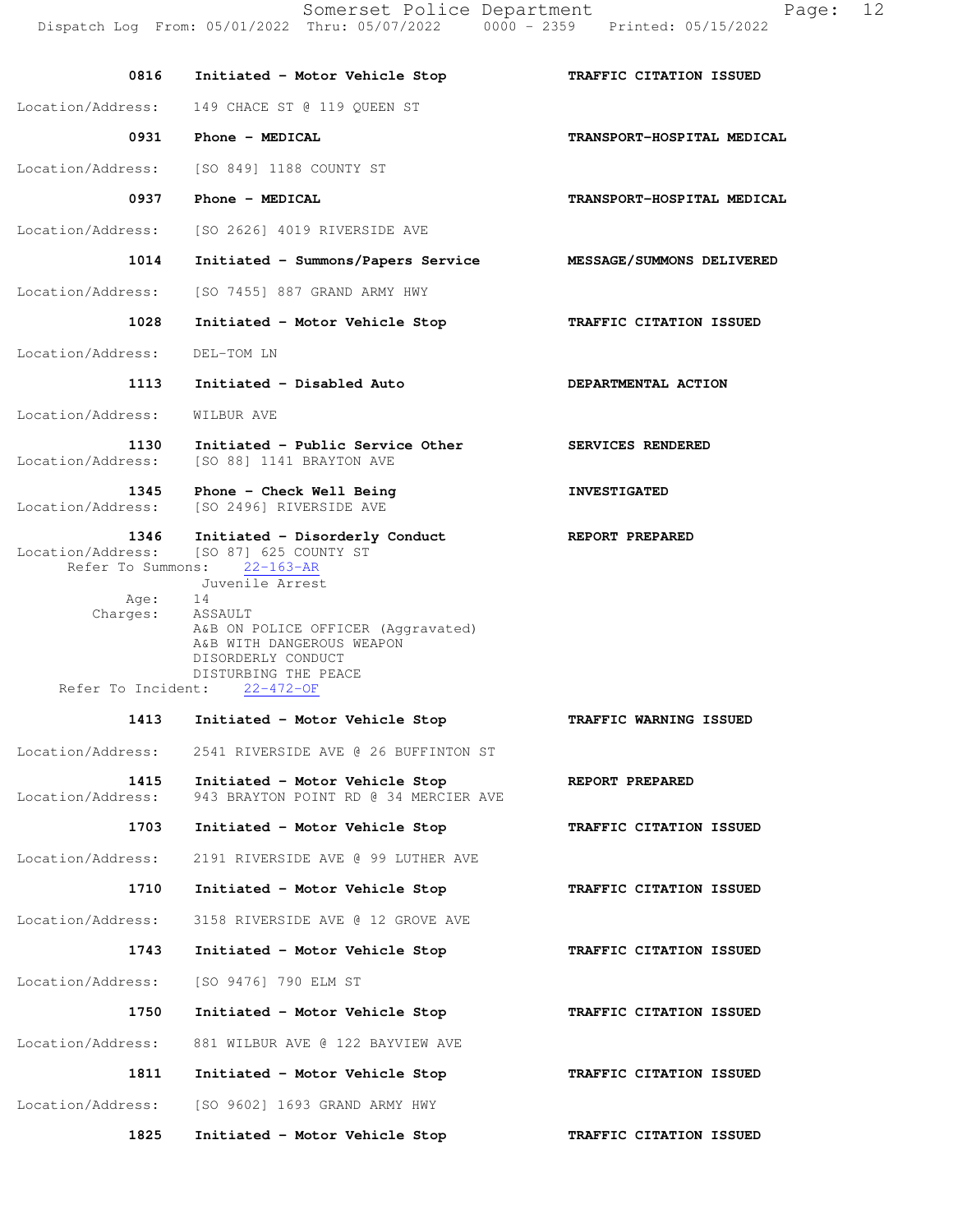| Time | Call | Disposition |
|---|---|---|
| 0816 | Initiated - Motor Vehicle Stop | TRAFFIC CITATION ISSUED |
| Location/Address: | 149 CHACE ST @ 119 QUEEN ST | |
| 0931 | Phone - MEDICAL | TRANSPORT-HOSPITAL MEDICAL |
| Location/Address: | [SO 849] 1188 COUNTY ST | |
| 0937 | Phone - MEDICAL | TRANSPORT-HOSPITAL MEDICAL |
| Location/Address: | [SO 2626] 4019 RIVERSIDE AVE | |
| 1014 | Initiated - Summons/Papers Service | MESSAGE/SUMMONS DELIVERED |
| Location/Address: | [SO 7455] 887 GRAND ARMY HWY | |
| 1028 | Initiated - Motor Vehicle Stop | TRAFFIC CITATION ISSUED |
| Location/Address: | DEL-TOM LN | |
| 1113 | Initiated - Disabled Auto | DEPARTMENTAL ACTION |
| Location/Address: | WILBUR AVE | |
| 1130 | Initiated - Public Service Other | SERVICES RENDERED |
| Location/Address: | [SO 88] 1141 BRAYTON AVE | |
| 1345 | Phone - Check Well Being | INVESTIGATED |
| Location/Address: | [SO 2496] RIVERSIDE AVE | |
| 1346 | Initiated - Disorderly Conduct | REPORT PREPARED |
| Location/Address: | [SO 87] 625 COUNTY ST | |
| Refer To Summons: | 22-163-AR | |
| | Juvenile Arrest | |
| Age: | 14 | |
| Charges: | ASSAULT<br>A&B ON POLICE OFFICER (Aggravated)<br>A&B WITH DANGEROUS WEAPON<br>DISORDERLY CONDUCT<br>DISTURBING THE PEACE | |
| Refer To Incident: | 22-472-OF | |
| 1413 | Initiated - Motor Vehicle Stop | TRAFFIC WARNING ISSUED |
| Location/Address: | 2541 RIVERSIDE AVE @ 26 BUFFINTON ST | |
| 1415 | Initiated - Motor Vehicle Stop | REPORT PREPARED |
| Location/Address: | 943 BRAYTON POINT RD @ 34 MERCIER AVE | |
| 1703 | Initiated - Motor Vehicle Stop | TRAFFIC CITATION ISSUED |
| Location/Address: | 2191 RIVERSIDE AVE @ 99 LUTHER AVE | |
| 1710 | Initiated - Motor Vehicle Stop | TRAFFIC CITATION ISSUED |
| Location/Address: | 3158 RIVERSIDE AVE @ 12 GROVE AVE | |
| 1743 | Initiated - Motor Vehicle Stop | TRAFFIC CITATION ISSUED |
| Location/Address: | [SO 9476] 790 ELM ST | |
| 1750 | Initiated - Motor Vehicle Stop | TRAFFIC CITATION ISSUED |
| Location/Address: | 881 WILBUR AVE @ 122 BAYVIEW AVE | |
| 1811 | Initiated - Motor Vehicle Stop | TRAFFIC CITATION ISSUED |
| Location/Address: | [SO 9602] 1693 GRAND ARMY HWY | |
| 1825 | Initiated - Motor Vehicle Stop | TRAFFIC CITATION ISSUED |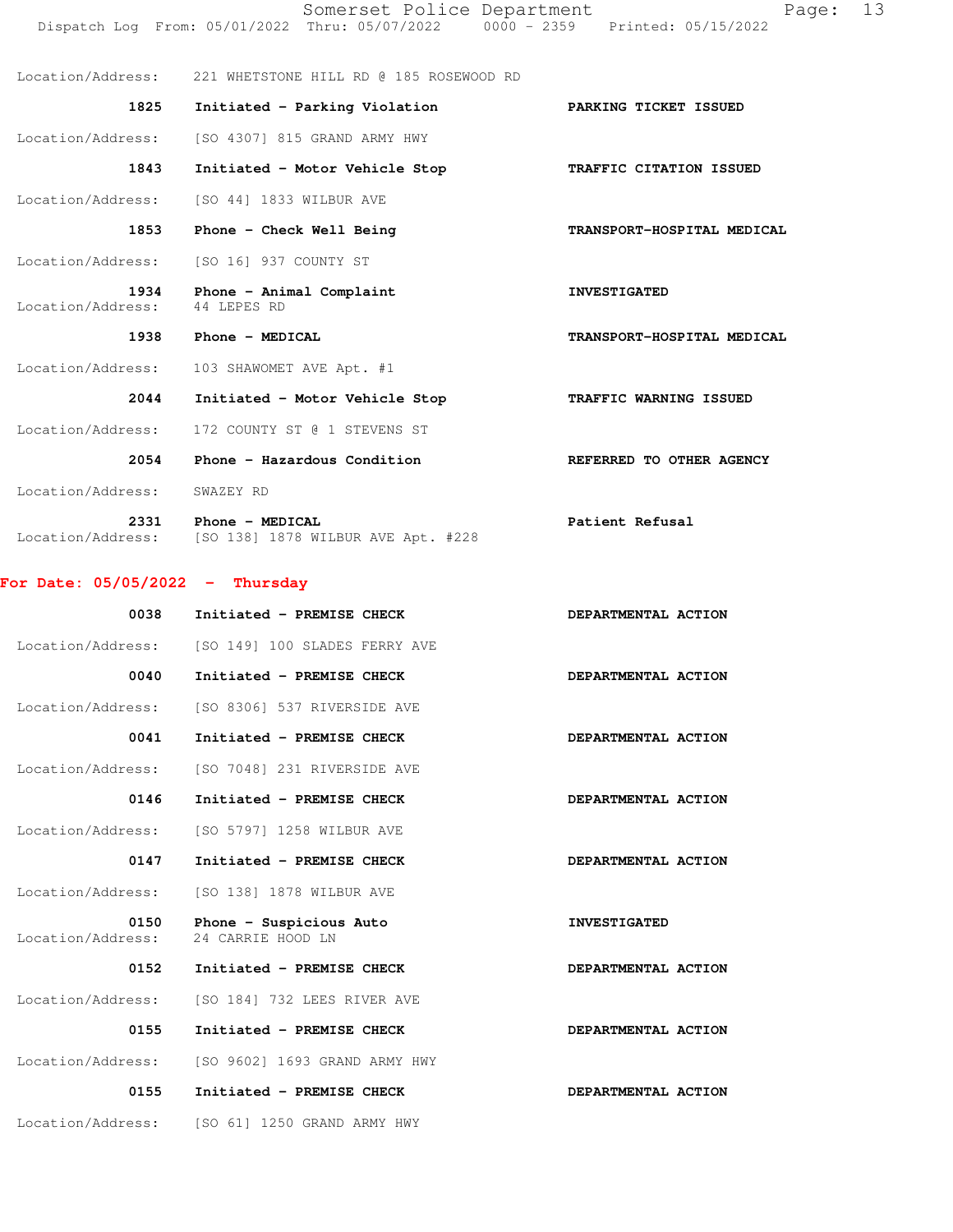Location/Address: 221 WHETSTONE HILL RD @ 185 ROSEWOOD RD

| Time | Call | Disposition |
|---|---|---|
| 1825 | Initiated - Parking Violation | PARKING TICKET ISSUED |

Location/Address: [SO 4307] 815 GRAND ARMY HWY

| Time | Call | Disposition |
|---|---|---|
| 1843 | Initiated - Motor Vehicle Stop | TRAFFIC CITATION ISSUED |

Location/Address: [SO 44] 1833 WILBUR AVE

| Time | Call | Disposition |
|---|---|---|
| 1853 | Phone - Check Well Being | TRANSPORT-HOSPITAL MEDICAL |

Location/Address: [SO 16] 937 COUNTY ST

| Time | Call | Disposition |
|---|---|---|
| 1934 | Phone - Animal Complaint | INVESTIGATED |

Location/Address: 44 LEPES RD

| Time | Call | Disposition |
|---|---|---|
| 1938 | Phone - MEDICAL | TRANSPORT-HOSPITAL MEDICAL |

Location/Address: 103 SHAWOMET AVE Apt. #1

| Time | Call | Disposition |
|---|---|---|
| 2044 | Initiated - Motor Vehicle Stop | TRAFFIC WARNING ISSUED |

Location/Address: 172 COUNTY ST @ 1 STEVENS ST

| Time | Call | Disposition |
|---|---|---|
| 2054 | Phone - Hazardous Condition | REFERRED TO OTHER AGENCY |

Location/Address: SWAZEY RD

| Time | Call | Disposition |
|---|---|---|
| 2331 | Phone - MEDICAL | Patient Refusal |

Location/Address: [SO 138] 1878 WILBUR AVE Apt. #228

## For Date: 05/05/2022 - Thursday

| Time | Call | Disposition |
|---|---|---|
| 0038 | Initiated - PREMISE CHECK | DEPARTMENTAL ACTION |

Location/Address: [SO 149] 100 SLADES FERRY AVE

| Time | Call | Disposition |
|---|---|---|
| 0040 | Initiated - PREMISE CHECK | DEPARTMENTAL ACTION |

Location/Address: [SO 8306] 537 RIVERSIDE AVE

| Time | Call | Disposition |
|---|---|---|
| 0041 | Initiated - PREMISE CHECK | DEPARTMENTAL ACTION |

Location/Address: [SO 7048] 231 RIVERSIDE AVE

| Time | Call | Disposition |
|---|---|---|
| 0146 | Initiated - PREMISE CHECK | DEPARTMENTAL ACTION |

Location/Address: [SO 5797] 1258 WILBUR AVE

| Time | Call | Disposition |
|---|---|---|
| 0147 | Initiated - PREMISE CHECK | DEPARTMENTAL ACTION |

Location/Address: [SO 138] 1878 WILBUR AVE

| Time | Call | Disposition |
|---|---|---|
| 0150 | Phone - Suspicious Auto | INVESTIGATED |

Location/Address: 24 CARRIE HOOD LN

| Time | Call | Disposition |
|---|---|---|
| 0152 | Initiated - PREMISE CHECK | DEPARTMENTAL ACTION |

Location/Address: [SO 184] 732 LEES RIVER AVE

| Time | Call | Disposition |
|---|---|---|
| 0155 | Initiated - PREMISE CHECK | DEPARTMENTAL ACTION |

Location/Address: [SO 9602] 1693 GRAND ARMY HWY

| Time | Call | Disposition |
|---|---|---|
| 0155 | Initiated - PREMISE CHECK | DEPARTMENTAL ACTION |

Location/Address: [SO 61] 1250 GRAND ARMY HWY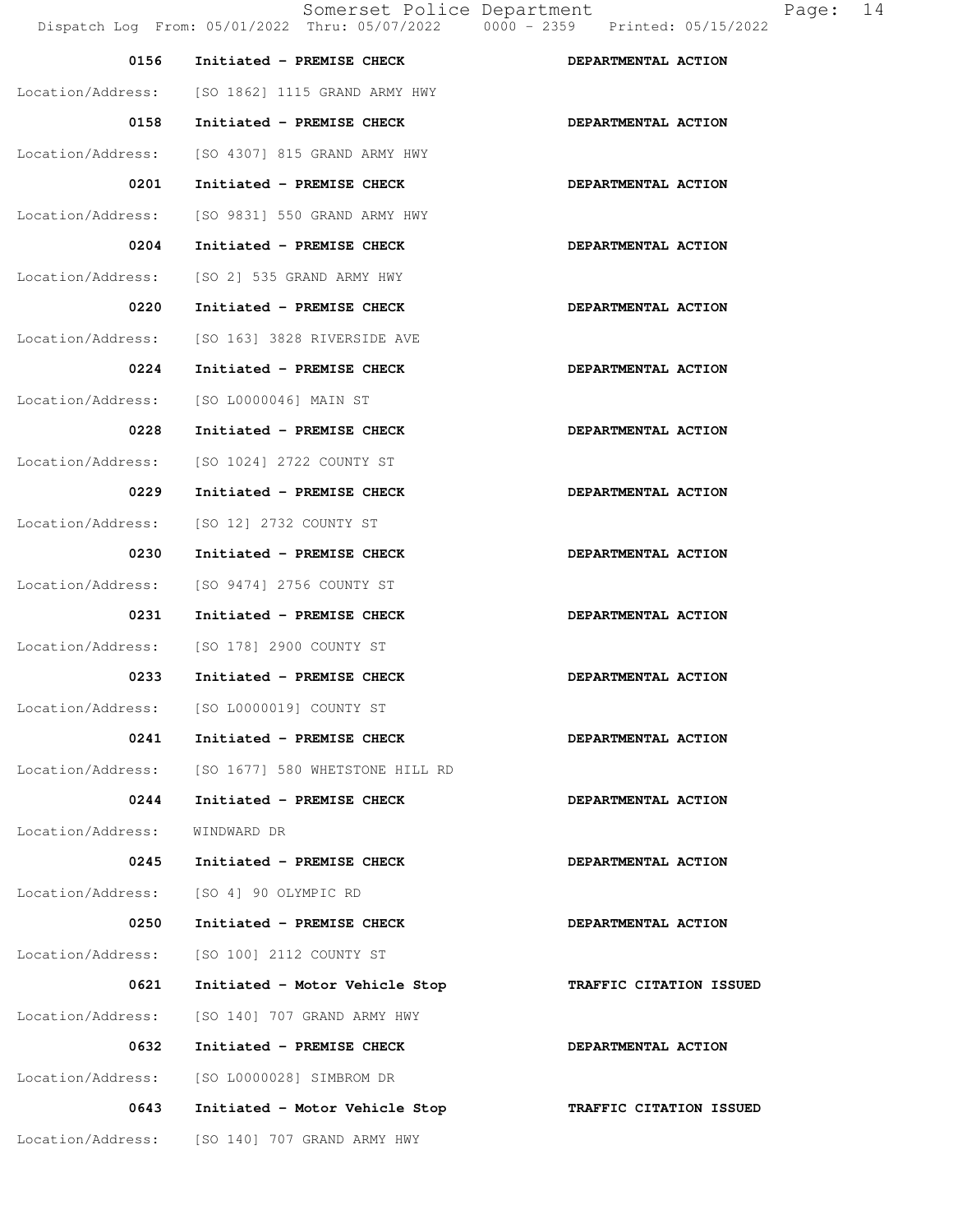**0156** **Initiated - PREMISE CHECK** **DEPARTMENTAL ACTION**

Location/Address: [SO 1862] 1115 GRAND ARMY HWY

**0158** **Initiated - PREMISE CHECK** **DEPARTMENTAL ACTION**

Location/Address: [SO 4307] 815 GRAND ARMY HWY

**0201** **Initiated - PREMISE CHECK** **DEPARTMENTAL ACTION**

Location/Address: [SO 9831] 550 GRAND ARMY HWY

**0204** **Initiated - PREMISE CHECK** **DEPARTMENTAL ACTION**

Location/Address: [SO 2] 535 GRAND ARMY HWY

**0220** **Initiated - PREMISE CHECK** **DEPARTMENTAL ACTION**

Location/Address: [SO 163] 3828 RIVERSIDE AVE

**0224** **Initiated - PREMISE CHECK** **DEPARTMENTAL ACTION**

Location/Address: [SO L0000046] MAIN ST

**0228** **Initiated - PREMISE CHECK** **DEPARTMENTAL ACTION**

Location/Address: [SO 1024] 2722 COUNTY ST

**0229** **Initiated - PREMISE CHECK** **DEPARTMENTAL ACTION**

Location/Address: [SO 12] 2732 COUNTY ST

**0230** **Initiated - PREMISE CHECK** **DEPARTMENTAL ACTION**

Location/Address: [SO 9474] 2756 COUNTY ST

**0231** **Initiated - PREMISE CHECK** **DEPARTMENTAL ACTION**

Location/Address: [SO 178] 2900 COUNTY ST

**0233** **Initiated - PREMISE CHECK** **DEPARTMENTAL ACTION**

Location/Address: [SO L0000019] COUNTY ST

**0241** **Initiated - PREMISE CHECK** **DEPARTMENTAL ACTION**

Location/Address: [SO 1677] 580 WHETSTONE HILL RD

**0244** **Initiated - PREMISE CHECK** **DEPARTMENTAL ACTION**

Location/Address: WINDWARD DR

**0245** **Initiated - PREMISE CHECK** **DEPARTMENTAL ACTION**

Location/Address: [SO 4] 90 OLYMPIC RD

**0250** **Initiated - PREMISE CHECK** **DEPARTMENTAL ACTION**

Location/Address: [SO 100] 2112 COUNTY ST

**0621** **Initiated - Motor Vehicle Stop** **TRAFFIC CITATION ISSUED**

Location/Address: [SO 140] 707 GRAND ARMY HWY

**0632** **Initiated - PREMISE CHECK** **DEPARTMENTAL ACTION**

Location/Address: [SO L0000028] SIMBROM DR

**0643** **Initiated - Motor Vehicle Stop** **TRAFFIC CITATION ISSUED**

Location/Address: [SO 140] 707 GRAND ARMY HWY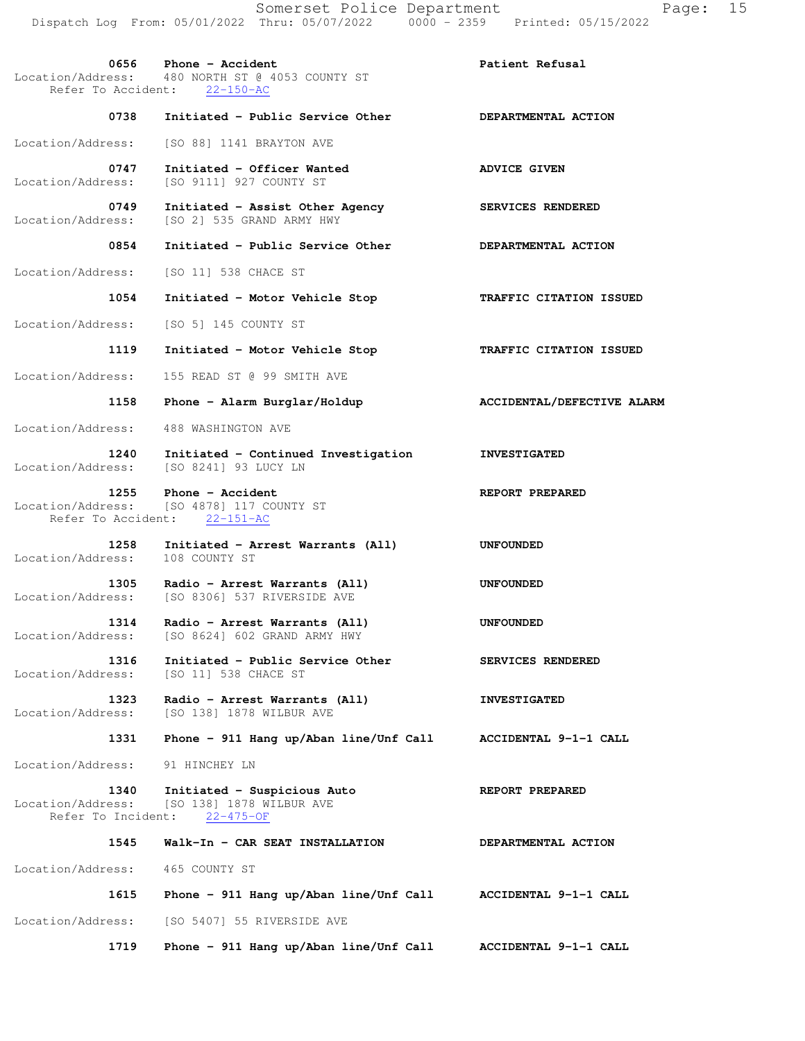**0656** Phone - Accident — **Patient Refusal**
Location/Address: 480 NORTH ST @ 4053 COUNTY ST
Refer To Accident: 22-150-AC

**0738** Initiated - Public Service Other — **DEPARTMENTAL ACTION**
Location/Address: [SO 88] 1141 BRAYTON AVE

**0747** Initiated - Officer Wanted — **ADVICE GIVEN**
Location/Address: [SO 9111] 927 COUNTY ST

**0749** Initiated - Assist Other Agency — **SERVICES RENDERED**
Location/Address: [SO 2] 535 GRAND ARMY HWY

**0854** Initiated - Public Service Other — **DEPARTMENTAL ACTION**
Location/Address: [SO 11] 538 CHACE ST

**1054** Initiated - Motor Vehicle Stop — **TRAFFIC CITATION ISSUED**
Location/Address: [SO 5] 145 COUNTY ST

**1119** Initiated - Motor Vehicle Stop — **TRAFFIC CITATION ISSUED**
Location/Address: 155 READ ST @ 99 SMITH AVE

**1158** Phone - Alarm Burglar/Holdup — **ACCIDENTAL/DEFECTIVE ALARM**
Location/Address: 488 WASHINGTON AVE

**1240** Initiated - Continued Investigation — **INVESTIGATED**
Location/Address: [SO 8241] 93 LUCY LN

**1255** Phone - Accident — **REPORT PREPARED**
Location/Address: [SO 4878] 117 COUNTY ST
Refer To Accident: 22-151-AC

**1258** Initiated - Arrest Warrants (All) — **UNFOUNDED**
Location/Address: 108 COUNTY ST

**1305** Radio - Arrest Warrants (All) — **UNFOUNDED**
Location/Address: [SO 8306] 537 RIVERSIDE AVE

**1314** Radio - Arrest Warrants (All) — **UNFOUNDED**
Location/Address: [SO 8624] 602 GRAND ARMY HWY

**1316** Initiated - Public Service Other — **SERVICES RENDERED**
Location/Address: [SO 11] 538 CHACE ST

**1323** Radio - Arrest Warrants (All) — **INVESTIGATED**
Location/Address: [SO 138] 1878 WILBUR AVE

**1331** Phone - 911 Hang up/Aban line/Unf Call — **ACCIDENTAL 9-1-1 CALL**
Location/Address: 91 HINCHEY LN

**1340** Initiated - Suspicious Auto — **REPORT PREPARED**
Location/Address: [SO 138] 1878 WILBUR AVE
Refer To Incident: 22-475-OF

**1545** Walk-In - CAR SEAT INSTALLATION — **DEPARTMENTAL ACTION**
Location/Address: 465 COUNTY ST

**1615** Phone - 911 Hang up/Aban line/Unf Call — **ACCIDENTAL 9-1-1 CALL**
Location/Address: [SO 5407] 55 RIVERSIDE AVE

**1719** Phone - 911 Hang up/Aban line/Unf Call — **ACCIDENTAL 9-1-1 CALL**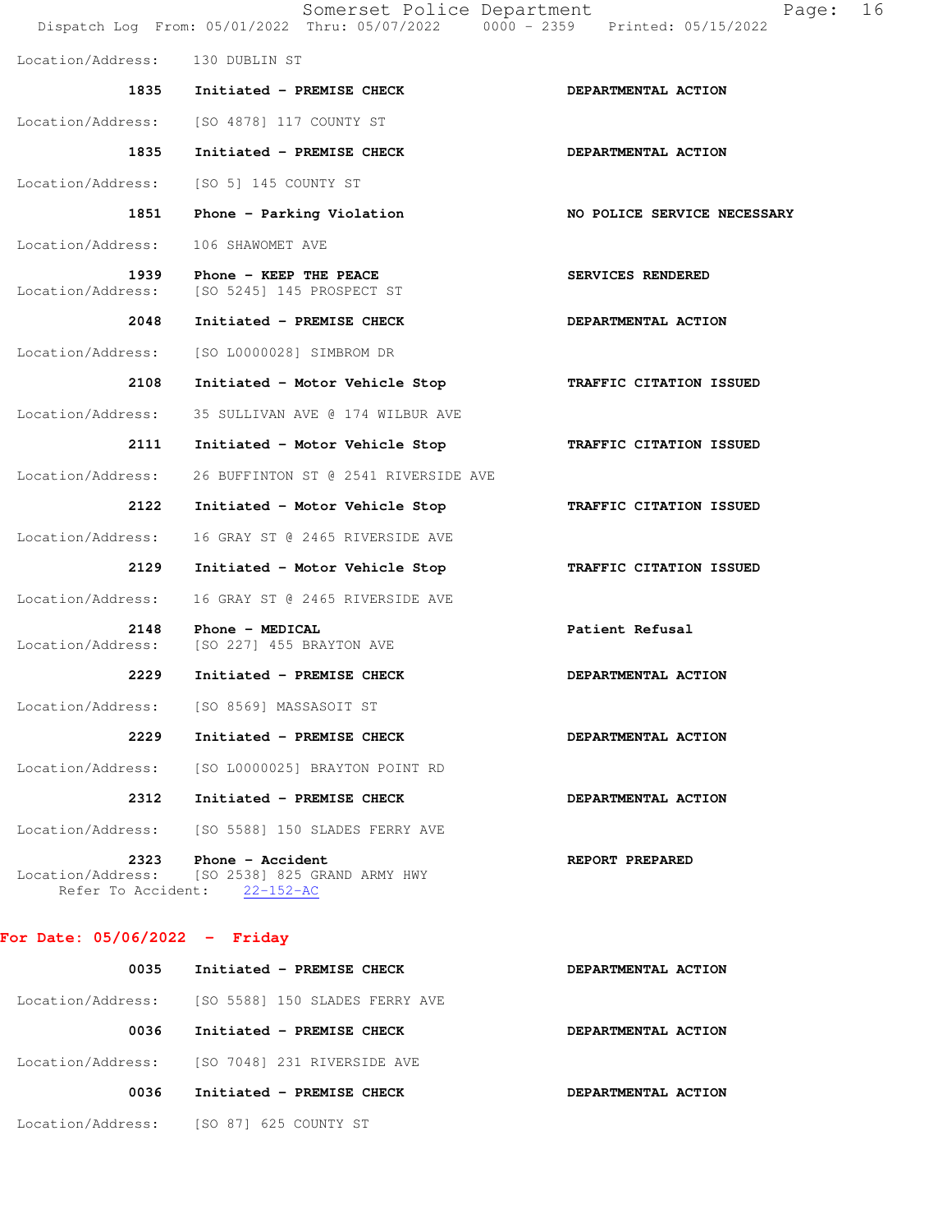Location/Address: 130 DUBLIN ST

| Time | Call | Action |
|---|---|---|
| 1835 | Initiated - PREMISE CHECK | DEPARTMENTAL ACTION |

Location/Address: [SO 4878] 117 COUNTY ST

| Time | Call | Action |
|---|---|---|
| 1835 | Initiated - PREMISE CHECK | DEPARTMENTAL ACTION |

Location/Address: [SO 5] 145 COUNTY ST

| Time | Call | Action |
|---|---|---|
| 1851 | Phone - Parking Violation | NO POLICE SERVICE NECESSARY |

Location/Address: 106 SHAWOMET AVE

| Time | Call | Action |
|---|---|---|
| 1939 | Phone - KEEP THE PEACE | SERVICES RENDERED |

Location/Address: [SO 5245] 145 PROSPECT ST

| Time | Call | Action |
|---|---|---|
| 2048 | Initiated - PREMISE CHECK | DEPARTMENTAL ACTION |

Location/Address: [SO L0000028] SIMBROM DR

| Time | Call | Action |
|---|---|---|
| 2108 | Initiated - Motor Vehicle Stop | TRAFFIC CITATION ISSUED |

Location/Address: 35 SULLIVAN AVE @ 174 WILBUR AVE

| Time | Call | Action |
|---|---|---|
| 2111 | Initiated - Motor Vehicle Stop | TRAFFIC CITATION ISSUED |

Location/Address: 26 BUFFINTON ST @ 2541 RIVERSIDE AVE

| Time | Call | Action |
|---|---|---|
| 2122 | Initiated - Motor Vehicle Stop | TRAFFIC CITATION ISSUED |

Location/Address: 16 GRAY ST @ 2465 RIVERSIDE AVE

| Time | Call | Action |
|---|---|---|
| 2129 | Initiated - Motor Vehicle Stop | TRAFFIC CITATION ISSUED |

Location/Address: 16 GRAY ST @ 2465 RIVERSIDE AVE

| Time | Call | Action |
|---|---|---|
| 2148 | Phone - MEDICAL | Patient Refusal |

Location/Address: [SO 227] 455 BRAYTON AVE

| Time | Call | Action |
|---|---|---|
| 2229 | Initiated - PREMISE CHECK | DEPARTMENTAL ACTION |

Location/Address: [SO 8569] MASSASOIT ST

| Time | Call | Action |
|---|---|---|
| 2229 | Initiated - PREMISE CHECK | DEPARTMENTAL ACTION |

Location/Address: [SO L0000025] BRAYTON POINT RD

| Time | Call | Action |
|---|---|---|
| 2312 | Initiated - PREMISE CHECK | DEPARTMENTAL ACTION |

Location/Address: [SO 5588] 150 SLADES FERRY AVE

| Time | Call | Action |
|---|---|---|
| 2323 | Phone - Accident | REPORT PREPARED |

Location/Address: [SO 2538] 825 GRAND ARMY HWY
Refer To Accident: 22-152-AC

## For Date: 05/06/2022 - Friday

| Time | Call | Action |
|---|---|---|
| 0035 | Initiated - PREMISE CHECK | DEPARTMENTAL ACTION |

Location/Address: [SO 5588] 150 SLADES FERRY AVE

| Time | Call | Action |
|---|---|---|
| 0036 | Initiated - PREMISE CHECK | DEPARTMENTAL ACTION |

Location/Address: [SO 7048] 231 RIVERSIDE AVE

| Time | Call | Action |
|---|---|---|
| 0036 | Initiated - PREMISE CHECK | DEPARTMENTAL ACTION |

Location/Address: [SO 87] 625 COUNTY ST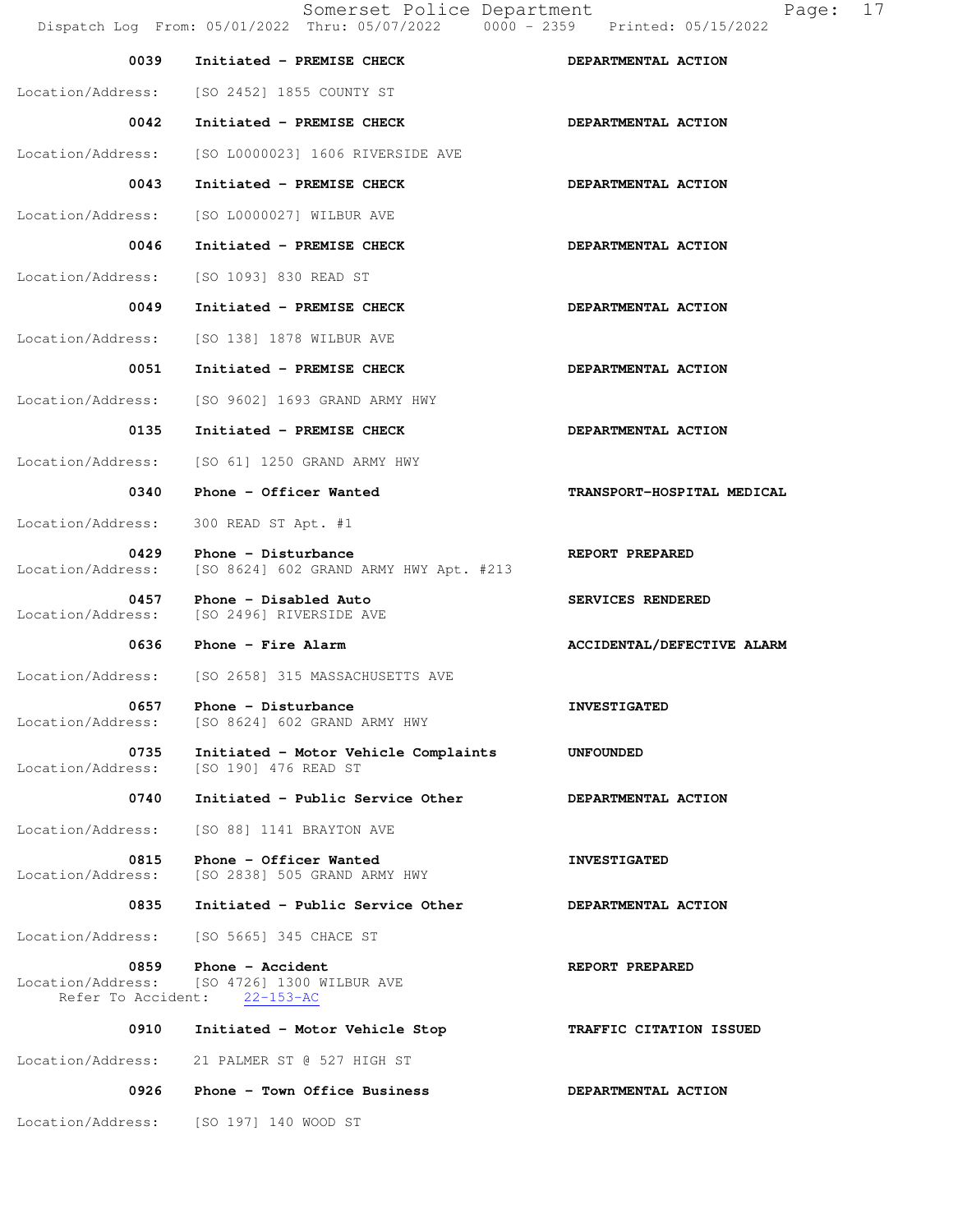| Time | Call | Disposition |
|---|---|---|
| 0039 | Initiated - PREMISE CHECK | DEPARTMENTAL ACTION |
| Location/Address: | [SO 2452] 1855 COUNTY ST | |
| 0042 | Initiated - PREMISE CHECK | DEPARTMENTAL ACTION |
| Location/Address: | [SO L0000023] 1606 RIVERSIDE AVE | |
| 0043 | Initiated - PREMISE CHECK | DEPARTMENTAL ACTION |
| Location/Address: | [SO L0000027] WILBUR AVE | |
| 0046 | Initiated - PREMISE CHECK | DEPARTMENTAL ACTION |
| Location/Address: | [SO 1093] 830 READ ST | |
| 0049 | Initiated - PREMISE CHECK | DEPARTMENTAL ACTION |
| Location/Address: | [SO 138] 1878 WILBUR AVE | |
| 0051 | Initiated - PREMISE CHECK | DEPARTMENTAL ACTION |
| Location/Address: | [SO 9602] 1693 GRAND ARMY HWY | |
| 0135 | Initiated - PREMISE CHECK | DEPARTMENTAL ACTION |
| Location/Address: | [SO 61] 1250 GRAND ARMY HWY | |
| 0340 | Phone - Officer Wanted | TRANSPORT-HOSPITAL MEDICAL |
| Location/Address: | 300 READ ST Apt. #1 | |
| 0429 | Phone - Disturbance | REPORT PREPARED |
| Location/Address: | [SO 8624] 602 GRAND ARMY HWY Apt. #213 | |
| 0457 | Phone - Disabled Auto | SERVICES RENDERED |
| Location/Address: | [SO 2496] RIVERSIDE AVE | |
| 0636 | Phone - Fire Alarm | ACCIDENTAL/DEFECTIVE ALARM |
| Location/Address: | [SO 2658] 315 MASSACHUSETTS AVE | |
| 0657 | Phone - Disturbance | INVESTIGATED |
| Location/Address: | [SO 8624] 602 GRAND ARMY HWY | |
| 0735 | Initiated - Motor Vehicle Complaints | UNFOUNDED |
| Location/Address: | [SO 190] 476 READ ST | |
| 0740 | Initiated - Public Service Other | DEPARTMENTAL ACTION |
| Location/Address: | [SO 88] 1141 BRAYTON AVE | |
| 0815 | Phone - Officer Wanted | INVESTIGATED |
| Location/Address: | [SO 2838] 505 GRAND ARMY HWY | |
| 0835 | Initiated - Public Service Other | DEPARTMENTAL ACTION |
| Location/Address: | [SO 5665] 345 CHACE ST | |
| 0859 | Phone - Accident | REPORT PREPARED |
| Location/Address: | [SO 4726] 1300 WILBUR AVE | |
| Refer To Accident: | 22-153-AC | |
| 0910 | Initiated - Motor Vehicle Stop | TRAFFIC CITATION ISSUED |
| Location/Address: | 21 PALMER ST @ 527 HIGH ST | |
| 0926 | Phone - Town Office Business | DEPARTMENTAL ACTION |
| Location/Address: | [SO 197] 140 WOOD ST | |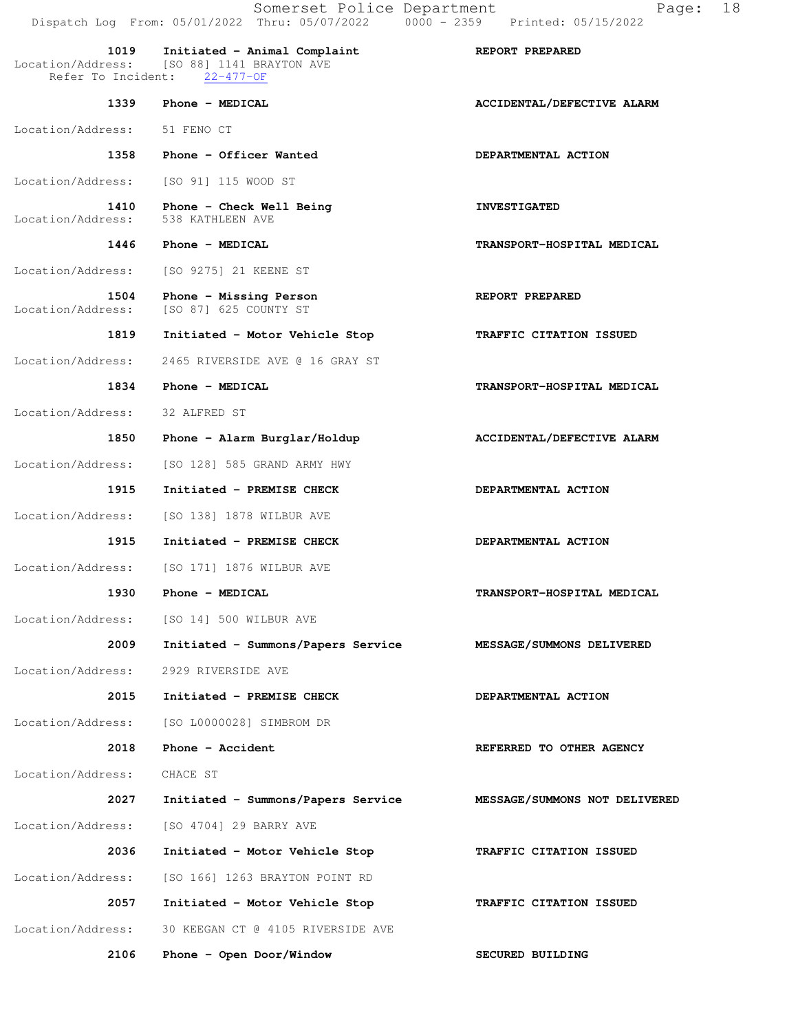Somerset Police Department
Dispatch Log From: 05/01/2022 Thru: 05/07/2022 0000 - 2359 Printed: 05/15/2022

**1019 Initiated - Animal Complaint** — **REPORT PREPARED**
Location/Address: [SO 88] 1141 BRAYTON AVE
Refer To Incident: 22-477-OF

**1339 Phone - MEDICAL** — **ACCIDENTAL/DEFECTIVE ALARM**
Location/Address: 51 FENO CT

**1358 Phone - Officer Wanted** — **DEPARTMENTAL ACTION**
Location/Address: [SO 91] 115 WOOD ST

**1410 Phone - Check Well Being** — **INVESTIGATED**
Location/Address: 538 KATHLEEN AVE

**1446 Phone - MEDICAL** — **TRANSPORT-HOSPITAL MEDICAL**
Location/Address: [SO 9275] 21 KEENE ST

**1504 Phone - Missing Person** — **REPORT PREPARED**
Location/Address: [SO 87] 625 COUNTY ST

**1819 Initiated - Motor Vehicle Stop** — **TRAFFIC CITATION ISSUED**
Location/Address: 2465 RIVERSIDE AVE @ 16 GRAY ST

**1834 Phone - MEDICAL** — **TRANSPORT-HOSPITAL MEDICAL**
Location/Address: 32 ALFRED ST

**1850 Phone - Alarm Burglar/Holdup** — **ACCIDENTAL/DEFECTIVE ALARM**
Location/Address: [SO 128] 585 GRAND ARMY HWY

**1915 Initiated - PREMISE CHECK** — **DEPARTMENTAL ACTION**
Location/Address: [SO 138] 1878 WILBUR AVE

**1915 Initiated - PREMISE CHECK** — **DEPARTMENTAL ACTION**
Location/Address: [SO 171] 1876 WILBUR AVE

**1930 Phone - MEDICAL** — **TRANSPORT-HOSPITAL MEDICAL**
Location/Address: [SO 14] 500 WILBUR AVE

**2009 Initiated - Summons/Papers Service** — **MESSAGE/SUMMONS DELIVERED**
Location/Address: 2929 RIVERSIDE AVE

**2015 Initiated - PREMISE CHECK** — **DEPARTMENTAL ACTION**
Location/Address: [SO L0000028] SIMBROM DR

**2018 Phone - Accident** — **REFERRED TO OTHER AGENCY**
Location/Address: CHACE ST

**2027 Initiated - Summons/Papers Service** — **MESSAGE/SUMMONS NOT DELIVERED**
Location/Address: [SO 4704] 29 BARRY AVE

**2036 Initiated - Motor Vehicle Stop** — **TRAFFIC CITATION ISSUED**
Location/Address: [SO 166] 1263 BRAYTON POINT RD

**2057 Initiated - Motor Vehicle Stop** — **TRAFFIC CITATION ISSUED**
Location/Address: 30 KEEGAN CT @ 4105 RIVERSIDE AVE

**2106 Phone - Open Door/Window** — **SECURED BUILDING**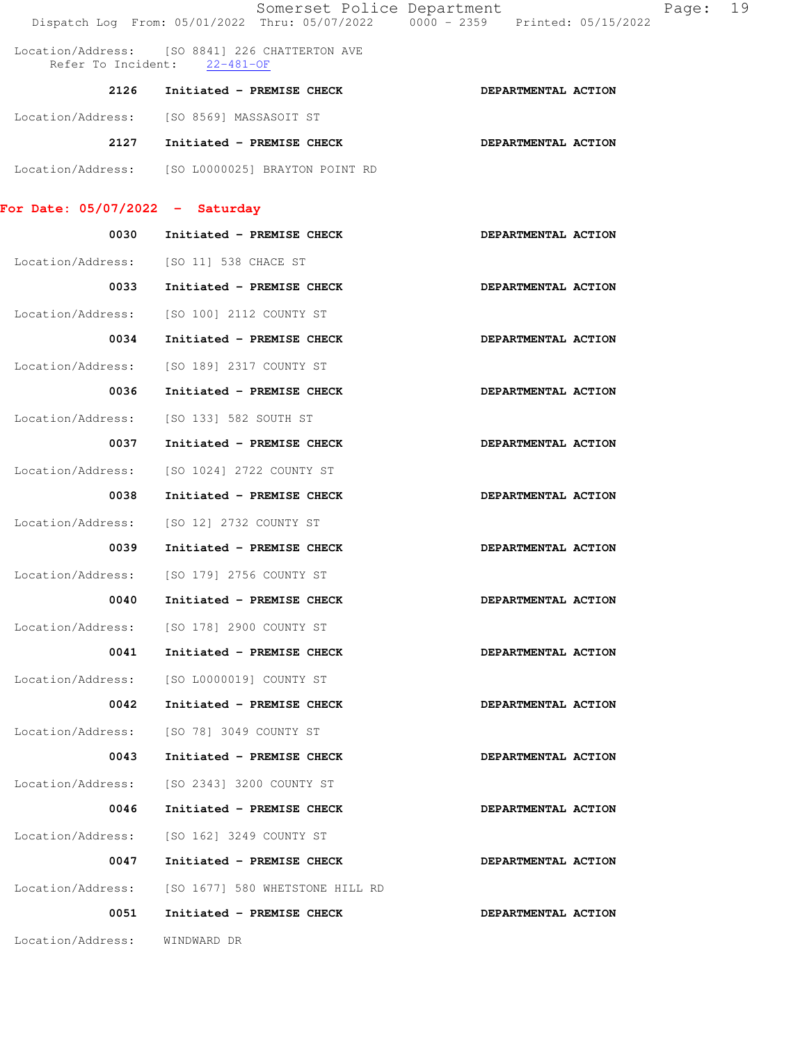Location/Address: [SO 8841] 226 CHATTERTON AVE
Refer To Incident: 22-481-OF

2126 Initiated - PREMISE CHECK DEPARTMENTAL ACTION

Location/Address: [SO 8569] MASSASOIT ST

2127 Initiated - PREMISE CHECK DEPARTMENTAL ACTION

Location/Address: [SO L0000025] BRAYTON POINT RD

## For Date: 05/07/2022 - Saturday

0030 Initiated - PREMISE CHECK DEPARTMENTAL ACTION

Location/Address: [SO 11] 538 CHACE ST

0033 Initiated - PREMISE CHECK DEPARTMENTAL ACTION

Location/Address: [SO 100] 2112 COUNTY ST

0034 Initiated - PREMISE CHECK DEPARTMENTAL ACTION

Location/Address: [SO 189] 2317 COUNTY ST

0036 Initiated - PREMISE CHECK DEPARTMENTAL ACTION

Location/Address: [SO 133] 582 SOUTH ST

0037 Initiated - PREMISE CHECK DEPARTMENTAL ACTION

Location/Address: [SO 1024] 2722 COUNTY ST

0038 Initiated - PREMISE CHECK DEPARTMENTAL ACTION

Location/Address: [SO 12] 2732 COUNTY ST

0039 Initiated - PREMISE CHECK DEPARTMENTAL ACTION

Location/Address: [SO 179] 2756 COUNTY ST

0040 Initiated - PREMISE CHECK DEPARTMENTAL ACTION

Location/Address: [SO 178] 2900 COUNTY ST

0041 Initiated - PREMISE CHECK DEPARTMENTAL ACTION

Location/Address: [SO L0000019] COUNTY ST

0042 Initiated - PREMISE CHECK DEPARTMENTAL ACTION

Location/Address: [SO 78] 3049 COUNTY ST

0043 Initiated - PREMISE CHECK DEPARTMENTAL ACTION

Location/Address: [SO 2343] 3200 COUNTY ST

0046 Initiated - PREMISE CHECK DEPARTMENTAL ACTION

Location/Address: [SO 162] 3249 COUNTY ST

0047 Initiated - PREMISE CHECK DEPARTMENTAL ACTION

Location/Address: [SO 1677] 580 WHETSTONE HILL RD

0051 Initiated - PREMISE CHECK DEPARTMENTAL ACTION

Location/Address: WINDWARD DR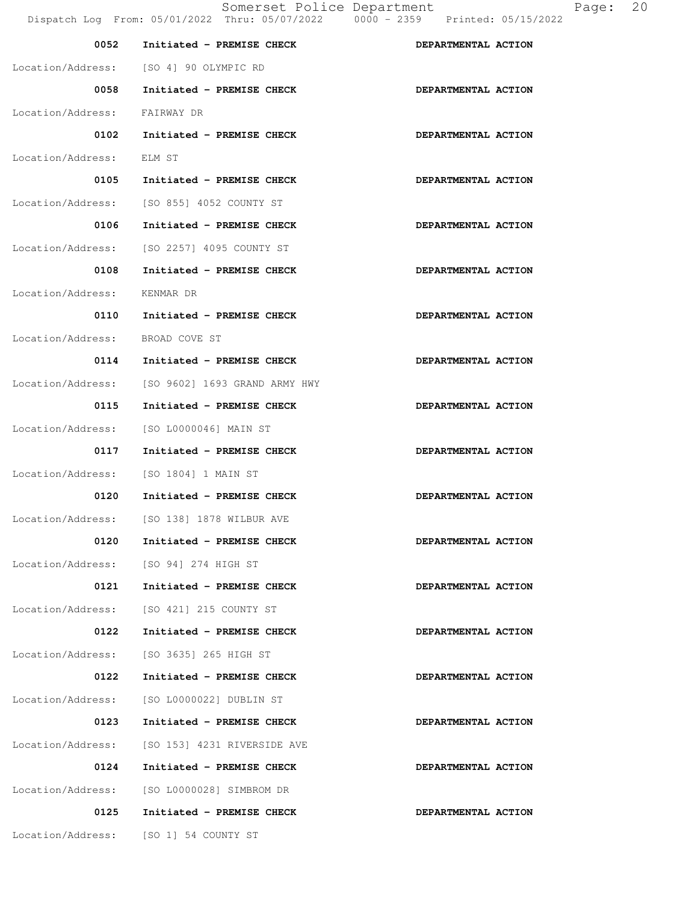| Time | Call | Action |
|---|---|---|
| 0052 | **Initiated - PREMISE CHECK** | **DEPARTMENTAL ACTION** |
| Location/Address: | [SO 4] 90 OLYMPIC RD | |
| 0058 | **Initiated - PREMISE CHECK** | **DEPARTMENTAL ACTION** |
| Location/Address: | FAIRWAY DR | |
| 0102 | **Initiated - PREMISE CHECK** | **DEPARTMENTAL ACTION** |
| Location/Address: | ELM ST | |
| 0105 | **Initiated - PREMISE CHECK** | **DEPARTMENTAL ACTION** |
| Location/Address: | [SO 855] 4052 COUNTY ST | |
| 0106 | **Initiated - PREMISE CHECK** | **DEPARTMENTAL ACTION** |
| Location/Address: | [SO 2257] 4095 COUNTY ST | |
| 0108 | **Initiated - PREMISE CHECK** | **DEPARTMENTAL ACTION** |
| Location/Address: | KENMAR DR | |
| 0110 | **Initiated - PREMISE CHECK** | **DEPARTMENTAL ACTION** |
| Location/Address: | BROAD COVE ST | |
| 0114 | **Initiated - PREMISE CHECK** | **DEPARTMENTAL ACTION** |
| Location/Address: | [SO 9602] 1693 GRAND ARMY HWY | |
| 0115 | **Initiated - PREMISE CHECK** | **DEPARTMENTAL ACTION** |
| Location/Address: | [SO L0000046] MAIN ST | |
| 0117 | **Initiated - PREMISE CHECK** | **DEPARTMENTAL ACTION** |
| Location/Address: | [SO 1804] 1 MAIN ST | |
| 0120 | **Initiated - PREMISE CHECK** | **DEPARTMENTAL ACTION** |
| Location/Address: | [SO 138] 1878 WILBUR AVE | |
| 0120 | **Initiated - PREMISE CHECK** | **DEPARTMENTAL ACTION** |
| Location/Address: | [SO 94] 274 HIGH ST | |
| 0121 | **Initiated - PREMISE CHECK** | **DEPARTMENTAL ACTION** |
| Location/Address: | [SO 421] 215 COUNTY ST | |
| 0122 | **Initiated - PREMISE CHECK** | **DEPARTMENTAL ACTION** |
| Location/Address: | [SO 3635] 265 HIGH ST | |
| 0122 | **Initiated - PREMISE CHECK** | **DEPARTMENTAL ACTION** |
| Location/Address: | [SO L0000022] DUBLIN ST | |
| 0123 | **Initiated - PREMISE CHECK** | **DEPARTMENTAL ACTION** |
| Location/Address: | [SO 153] 4231 RIVERSIDE AVE | |
| 0124 | **Initiated - PREMISE CHECK** | **DEPARTMENTAL ACTION** |
| Location/Address: | [SO L0000028] SIMBROM DR | |
| 0125 | **Initiated - PREMISE CHECK** | **DEPARTMENTAL ACTION** |
| Location/Address: | [SO 1] 54 COUNTY ST | |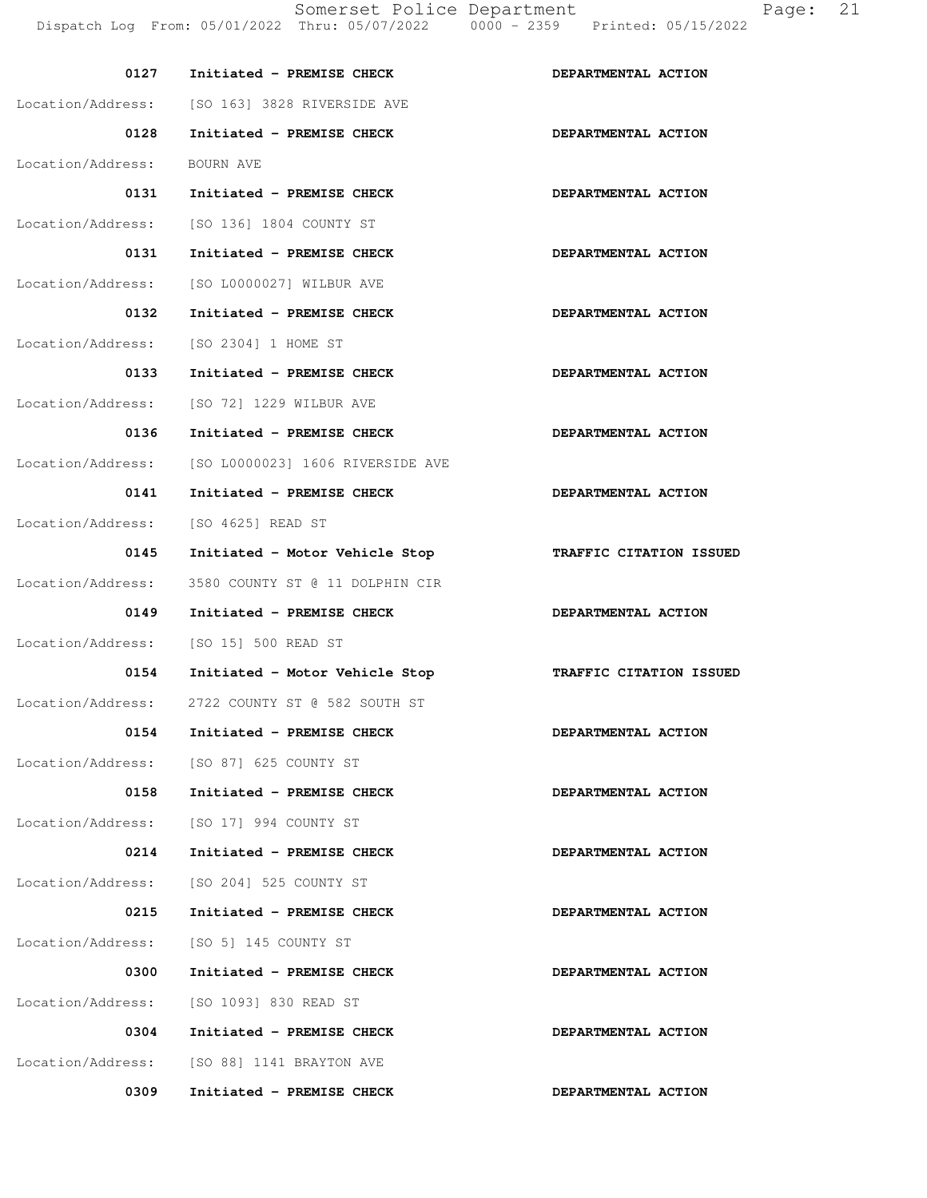**0127 Initiated - PREMISE CHECK** **DEPARTMENTAL ACTION**

Location/Address: [SO 163] 3828 RIVERSIDE AVE

**0128 Initiated - PREMISE CHECK** **DEPARTMENTAL ACTION**

Location/Address: BOURN AVE

**0131 Initiated - PREMISE CHECK** **DEPARTMENTAL ACTION**

Location/Address: [SO 136] 1804 COUNTY ST

**0131 Initiated - PREMISE CHECK** **DEPARTMENTAL ACTION**

Location/Address: [SO L0000027] WILBUR AVE

**0132 Initiated - PREMISE CHECK** **DEPARTMENTAL ACTION**

Location/Address: [SO 2304] 1 HOME ST

**0133 Initiated - PREMISE CHECK** **DEPARTMENTAL ACTION**

Location/Address: [SO 72] 1229 WILBUR AVE

**0136 Initiated - PREMISE CHECK** **DEPARTMENTAL ACTION**

Location/Address: [SO L0000023] 1606 RIVERSIDE AVE

**0141 Initiated - PREMISE CHECK** **DEPARTMENTAL ACTION**

Location/Address: [SO 4625] READ ST

**0145 Initiated - Motor Vehicle Stop** **TRAFFIC CITATION ISSUED**

Location/Address: 3580 COUNTY ST @ 11 DOLPHIN CIR

**0149 Initiated - PREMISE CHECK** **DEPARTMENTAL ACTION**

Location/Address: [SO 15] 500 READ ST

**0154 Initiated - Motor Vehicle Stop** **TRAFFIC CITATION ISSUED**

Location/Address: 2722 COUNTY ST @ 582 SOUTH ST

**0154 Initiated - PREMISE CHECK** **DEPARTMENTAL ACTION**

Location/Address: [SO 87] 625 COUNTY ST

**0158 Initiated - PREMISE CHECK** **DEPARTMENTAL ACTION**

Location/Address: [SO 17] 994 COUNTY ST

**0214 Initiated - PREMISE CHECK** **DEPARTMENTAL ACTION**

Location/Address: [SO 204] 525 COUNTY ST

**0215 Initiated - PREMISE CHECK** **DEPARTMENTAL ACTION**

Location/Address: [SO 5] 145 COUNTY ST

**0300 Initiated - PREMISE CHECK** **DEPARTMENTAL ACTION**

Location/Address: [SO 1093] 830 READ ST

**0304 Initiated - PREMISE CHECK** **DEPARTMENTAL ACTION**

Location/Address: [SO 88] 1141 BRAYTON AVE

**0309 Initiated - PREMISE CHECK** **DEPARTMENTAL ACTION**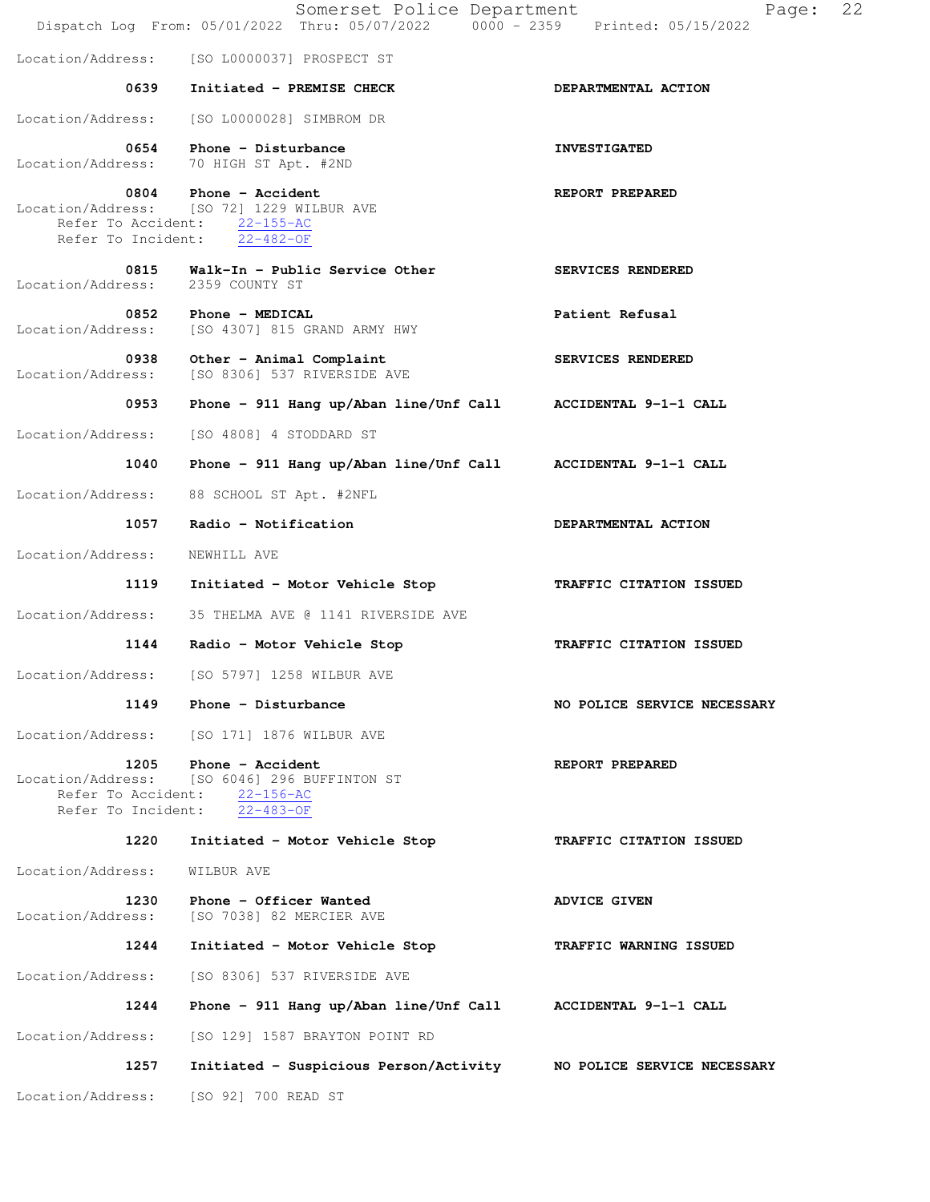Location/Address: [SO L0000037] PROSPECT ST

**0639** **Initiated - PREMISE CHECK** **DEPARTMENTAL ACTION**

Location/Address: [SO L0000028] SIMBROM DR

**0654** **Phone - Disturbance** **INVESTIGATED**
Location/Address: 70 HIGH ST Apt. #2ND

**0804** **Phone - Accident** **REPORT PREPARED**
Location/Address: [SO 72] 1229 WILBUR AVE
Refer To Accident: 22-155-AC
Refer To Incident: 22-482-OF

**0815** **Walk-In - Public Service Other** **SERVICES RENDERED**
Location/Address: 2359 COUNTY ST

**0852** **Phone - MEDICAL** **Patient Refusal**
Location/Address: [SO 4307] 815 GRAND ARMY HWY

**0938** **Other - Animal Complaint** **SERVICES RENDERED**
Location/Address: [SO 8306] 537 RIVERSIDE AVE

**0953** **Phone - 911 Hang up/Aban line/Unf Call** **ACCIDENTAL 9-1-1 CALL**

Location/Address: [SO 4808] 4 STODDARD ST

**1040** **Phone - 911 Hang up/Aban line/Unf Call** **ACCIDENTAL 9-1-1 CALL**

Location/Address: 88 SCHOOL ST Apt. #2NFL

**1057** **Radio - Notification** **DEPARTMENTAL ACTION**

Location/Address: NEWHILL AVE

**1119** **Initiated - Motor Vehicle Stop** **TRAFFIC CITATION ISSUED**

Location/Address: 35 THELMA AVE @ 1141 RIVERSIDE AVE

**1144** **Radio - Motor Vehicle Stop** **TRAFFIC CITATION ISSUED**

Location/Address: [SO 5797] 1258 WILBUR AVE

**1149** **Phone - Disturbance** **NO POLICE SERVICE NECESSARY**

Location/Address: [SO 171] 1876 WILBUR AVE

**1205** **Phone - Accident** **REPORT PREPARED**
Location/Address: [SO 6046] 296 BUFFINTON ST
Refer To Accident: 22-156-AC
Refer To Incident: 22-483-OF

**1220** **Initiated - Motor Vehicle Stop** **TRAFFIC CITATION ISSUED**

Location/Address: WILBUR AVE

**1230** **Phone - Officer Wanted** **ADVICE GIVEN**
Location/Address: [SO 7038] 82 MERCIER AVE

**1244** **Initiated - Motor Vehicle Stop** **TRAFFIC WARNING ISSUED**

Location/Address: [SO 8306] 537 RIVERSIDE AVE

**1244** **Phone - 911 Hang up/Aban line/Unf Call** **ACCIDENTAL 9-1-1 CALL**

Location/Address: [SO 129] 1587 BRAYTON POINT RD

**1257** **Initiated - Suspicious Person/Activity** **NO POLICE SERVICE NECESSARY**

Location/Address: [SO 92] 700 READ ST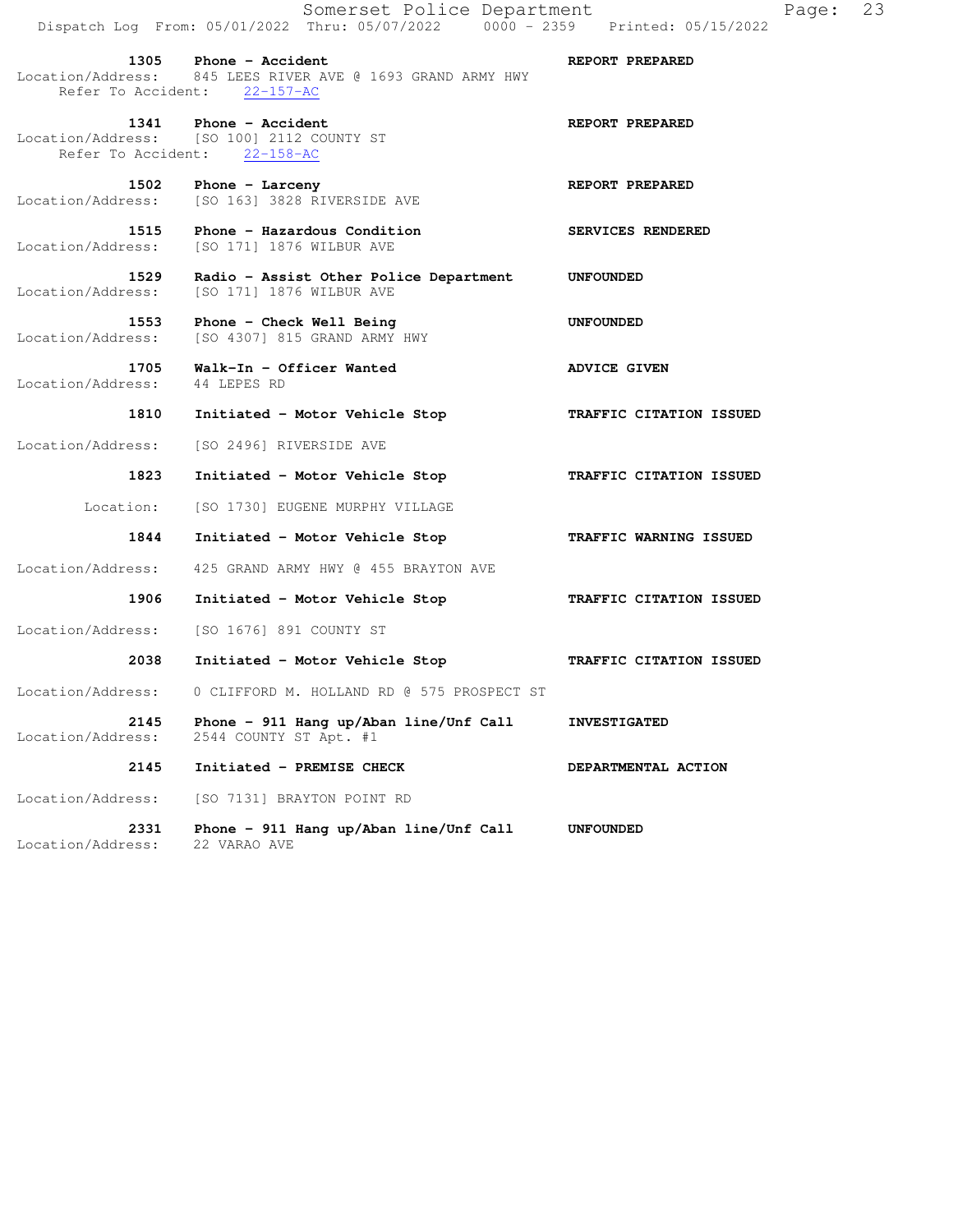**1305 Phone - Accident** — **REPORT PREPARED**
Location/Address: 845 LEES RIVER AVE @ 1693 GRAND ARMY HWY
Refer To Accident: 22-157-AC

**1341 Phone - Accident** — **REPORT PREPARED**
Location/Address: [SO 100] 2112 COUNTY ST
Refer To Accident: 22-158-AC

**1502 Phone - Larceny** — **REPORT PREPARED**
Location/Address: [SO 163] 3828 RIVERSIDE AVE

**1515 Phone - Hazardous Condition** — **SERVICES RENDERED**
Location/Address: [SO 171] 1876 WILBUR AVE

**1529 Radio - Assist Other Police Department** — **UNFOUNDED**
Location/Address: [SO 171] 1876 WILBUR AVE

**1553 Phone - Check Well Being** — **UNFOUNDED**
Location/Address: [SO 4307] 815 GRAND ARMY HWY

**1705 Walk-In - Officer Wanted** — **ADVICE GIVEN**
Location/Address: 44 LEPES RD

**1810 Initiated - Motor Vehicle Stop** — **TRAFFIC CITATION ISSUED**
Location/Address: [SO 2496] RIVERSIDE AVE

**1823 Initiated - Motor Vehicle Stop** — **TRAFFIC CITATION ISSUED**
Location: [SO 1730] EUGENE MURPHY VILLAGE

**1844 Initiated - Motor Vehicle Stop** — **TRAFFIC WARNING ISSUED**
Location/Address: 425 GRAND ARMY HWY @ 455 BRAYTON AVE

**1906 Initiated - Motor Vehicle Stop** — **TRAFFIC CITATION ISSUED**
Location/Address: [SO 1676] 891 COUNTY ST

**2038 Initiated - Motor Vehicle Stop** — **TRAFFIC CITATION ISSUED**
Location/Address: 0 CLIFFORD M. HOLLAND RD @ 575 PROSPECT ST

**2145 Phone - 911 Hang up/Aban line/Unf Call** — **INVESTIGATED**
Location/Address: 2544 COUNTY ST Apt. #1

**2145 Initiated - PREMISE CHECK** — **DEPARTMENTAL ACTION**
Location/Address: [SO 7131] BRAYTON POINT RD

**2331 Phone - 911 Hang up/Aban line/Unf Call** — **UNFOUNDED**
Location/Address: 22 VARAO AVE